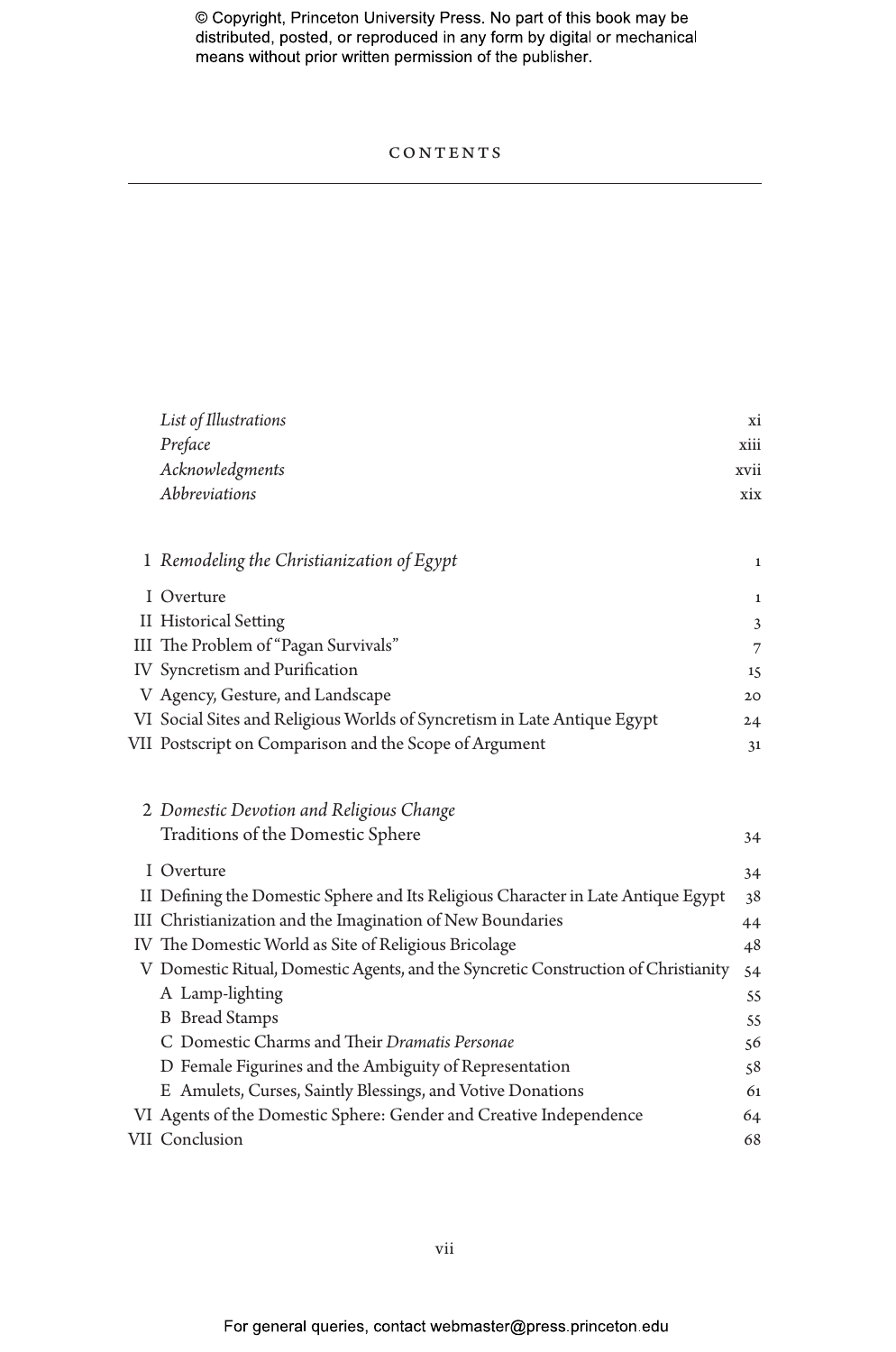# CONTENTS

*List of Illustrations* xi
*Preface* xiii
*Acknowledgments* xvii
*Abbreviations* xix

1 *Remodeling the Christianization of Egypt* 1

- I Overture 1
- II Historical Setting 3
- III The Problem of "Pagan Survivals" 7
- IV Syncretism and Purification 15
- V Agency, Gesture, and Landscape 20
- VI Social Sites and Religious Worlds of Syncretism in Late Antique Egypt 24
- VII Postscript on Comparison and the Scope of Argument 31

2 *Domestic Devotion and Religious Change*
Traditions of the Domestic Sphere 34

- I Overture 34
- II Defining the Domestic Sphere and Its Religious Character in Late Antique Egypt 38
- III Christianization and the Imagination of New Boundaries 44
- IV The Domestic World as Site of Religious Bricolage 48
- V Domestic Ritual, Domestic Agents, and the Syncretic Construction of Christianity 54
  - A Lamp-lighting 55
  - B Bread Stamps 55
  - C Domestic Charms and Their *Dramatis Personae* 56
  - D Female Figurines and the Ambiguity of Representation 58
  - E Amulets, Curses, Saintly Blessings, and Votive Donations 61
- VI Agents of the Domestic Sphere: Gender and Creative Independence 64
- VII Conclusion 68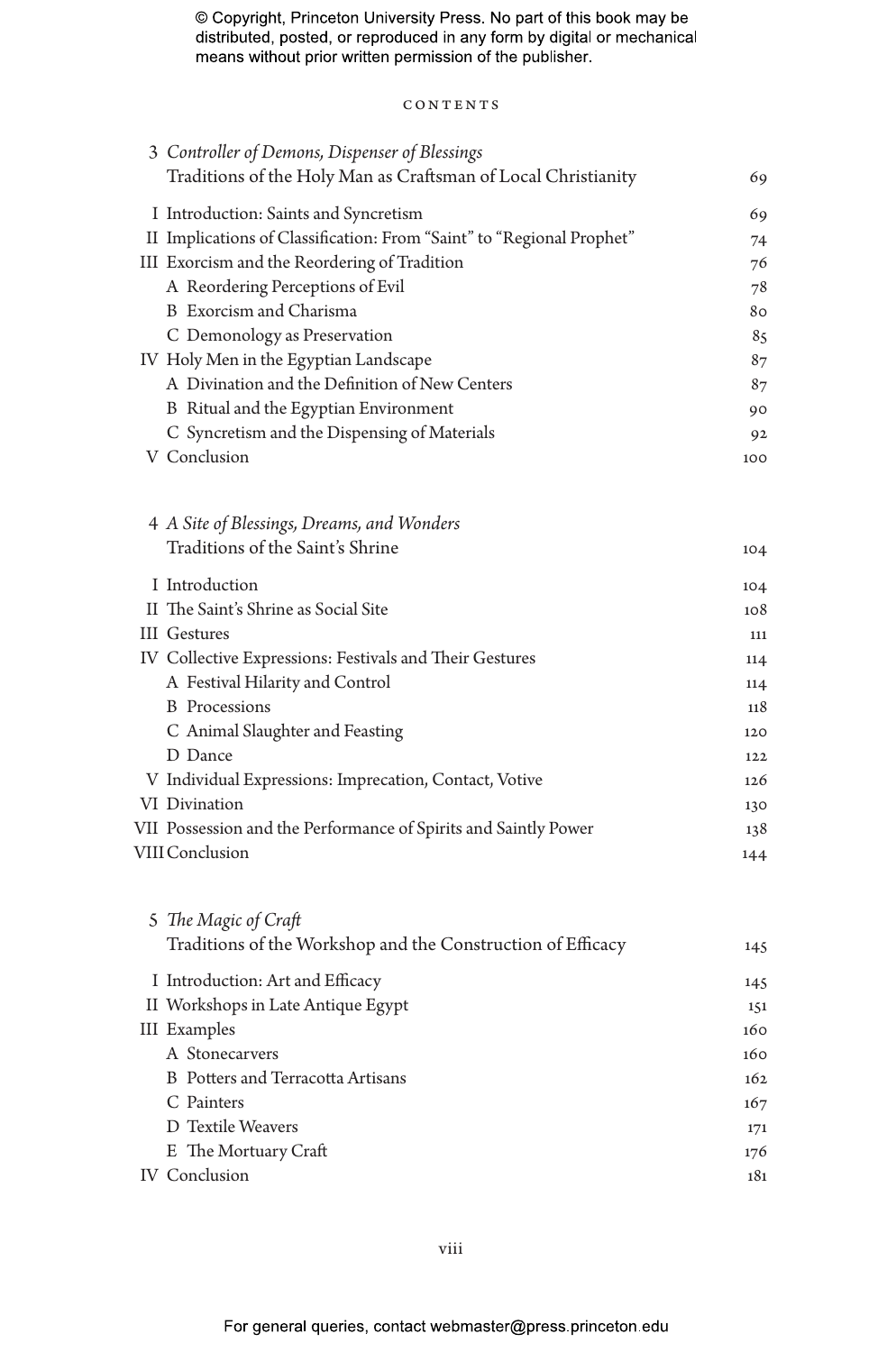© Copyright, Princeton University Press. No part of this book may be distributed, posted, or reproduced in any form by digital or mechanical means without prior written permission of the publisher.

CONTENTS

3 *Controller of Demons, Dispenser of Blessings*
Traditions of the Holy Man as Craftsman of Local Christianity — 69

- I Introduction: Saints and Syncretism — 69
- II Implications of Classification: From “Saint” to “Regional Prophet” — 74
- III Exorcism and the Reordering of Tradition — 76
  - A Reordering Perceptions of Evil — 78
  - B Exorcism and Charisma — 80
  - C Demonology as Preservation — 85
- IV Holy Men in the Egyptian Landscape — 87
  - A Divination and the Definition of New Centers — 87
  - B Ritual and the Egyptian Environment — 90
  - C Syncretism and the Dispensing of Materials — 92
- V Conclusion — 100

4 *A Site of Blessings, Dreams, and Wonders*
Traditions of the Saint’s Shrine — 104

- I Introduction — 104
- II The Saint’s Shrine as Social Site — 108
- III Gestures — 111
- IV Collective Expressions: Festivals and Their Gestures — 114
  - A Festival Hilarity and Control — 114
  - B Processions — 118
  - C Animal Slaughter and Feasting — 120
  - D Dance — 122
- V Individual Expressions: Imprecation, Contact, Votive — 126
- VI Divination — 130
- VII Possession and the Performance of Spirits and Saintly Power — 138
- VIII Conclusion — 144

5 *The Magic of Craft*
Traditions of the Workshop and the Construction of Efficacy — 145

- I Introduction: Art and Efficacy — 145
- II Workshops in Late Antique Egypt — 151
- III Examples — 160
  - A Stonecarvers — 160
  - B Potters and Terracotta Artisans — 162
  - C Painters — 167
  - D Textile Weavers — 171
  - E The Mortuary Craft — 176
- IV Conclusion — 181

For general queries, contact webmaster@press.princeton.edu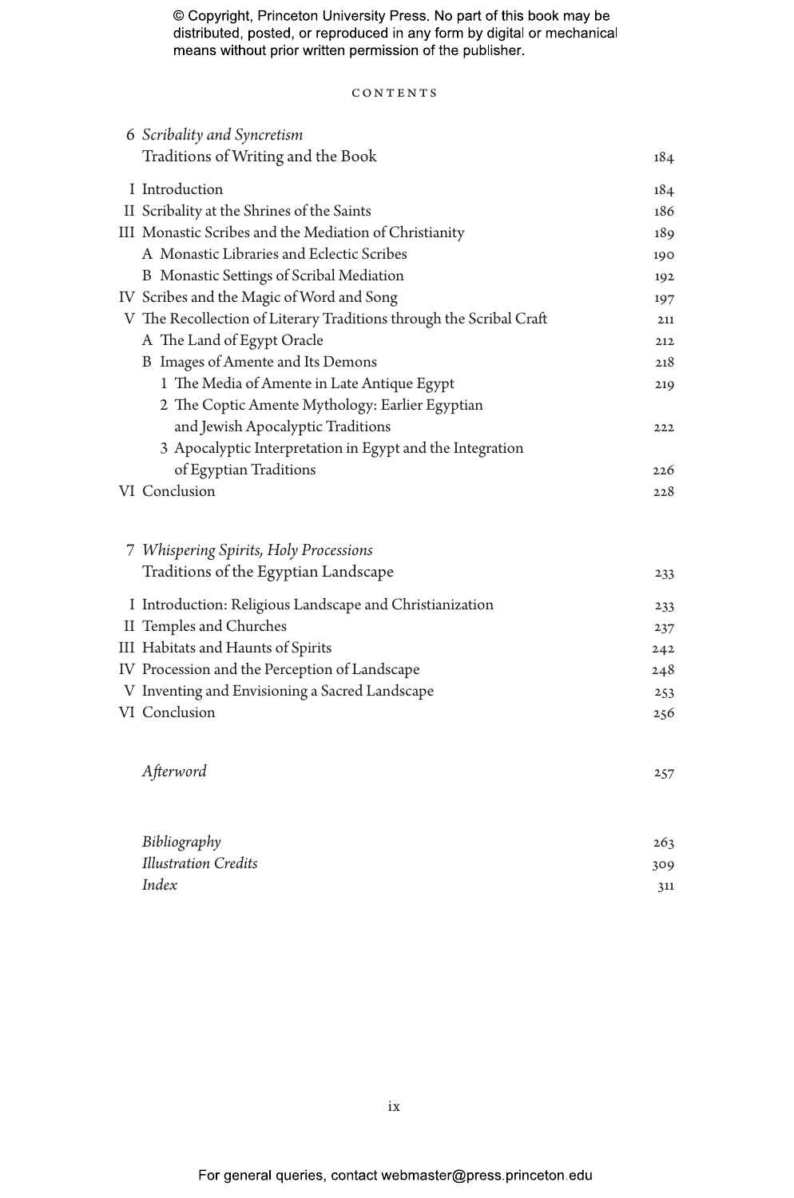CONTENTS

6 *Scribality and Syncretism*
Traditions of Writing and the Book 184

- I Introduction 184
- II Scribality at the Shrines of the Saints 186
- III Monastic Scribes and the Mediation of Christianity 189
  - A Monastic Libraries and Eclectic Scribes 190
  - B Monastic Settings of Scribal Mediation 192
- IV Scribes and the Magic of Word and Song 197
- V The Recollection of Literary Traditions through the Scribal Craft 211
  - A The Land of Egypt Oracle 212
  - B Images of Amente and Its Demons 218
    - 1 The Media of Amente in Late Antique Egypt 219
    - 2 The Coptic Amente Mythology: Earlier Egyptian and Jewish Apocalyptic Traditions 222
    - 3 Apocalyptic Interpretation in Egypt and the Integration of Egyptian Traditions 226
- VI Conclusion 228

7 *Whispering Spirits, Holy Processions*
Traditions of the Egyptian Landscape 233

- I Introduction: Religious Landscape and Christianization 233
- II Temples and Churches 237
- III Habitats and Haunts of Spirits 242
- IV Procession and the Perception of Landscape 248
- V Inventing and Envisioning a Sacred Landscape 253
- VI Conclusion 256

*Afterword* 257

*Bibliography* 263
*Illustration Credits* 309
*Index* 311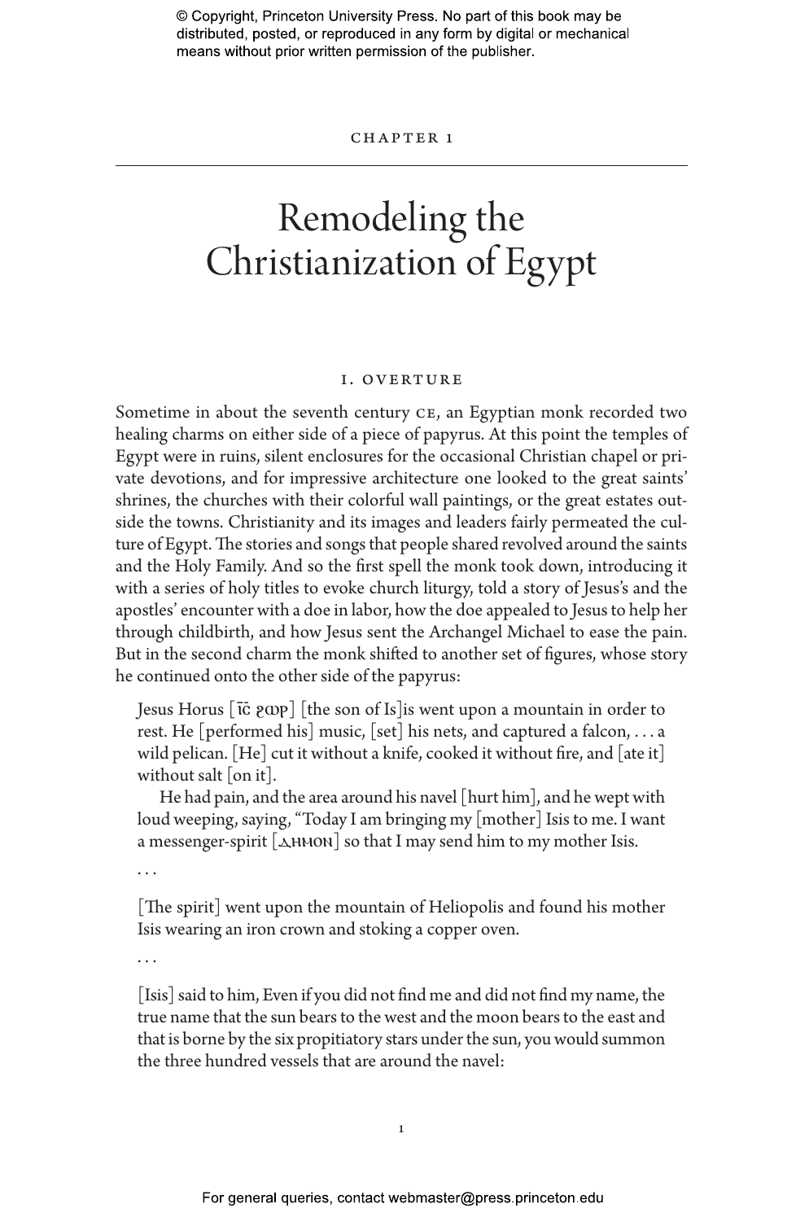# Chapter 1

## Remodeling the Christianization of Egypt

### i. Overture

Sometime in about the seventh century CE, an Egyptian monk recorded two healing charms on either side of a piece of papyrus. At this point the temples of Egypt were in ruins, silent enclosures for the occasional Christian chapel or private devotions, and for impressive architecture one looked to the great saints' shrines, the churches with their colorful wall paintings, or the great estates outside the towns. Christianity and its images and leaders fairly permeated the culture of Egypt. The stories and songs that people shared revolved around the saints and the Holy Family. And so the first spell the monk took down, introducing it with a series of holy titles to evoke church liturgy, told a story of Jesus's and the apostles' encounter with a doe in labor, how the doe appealed to Jesus to help her through childbirth, and how Jesus sent the Archangel Michael to ease the pain. But in the second charm the monk shifted to another set of figures, whose story he continued onto the other side of the papyrus:

> Jesus Horus [ⲓ̅ⲥ̅ ϩⲱⲣ] [the son of Is]is went upon a mountain in order to rest. He [performed his] music, [set] his nets, and captured a falcon, . . . a wild pelican. [He] cut it without a knife, cooked it without fire, and [ate it] without salt [on it].
>
> He had pain, and the area around his navel [hurt him], and he wept with loud weeping, saying, "Today I am bringing my [mother] Isis to me. I want a messenger-spirit [ⲇⲏⲙⲟⲛ] so that I may send him to my mother Isis.
>
> . . .
>
> [The spirit] went upon the mountain of Heliopolis and found his mother Isis wearing an iron crown and stoking a copper oven.
>
> . . .
>
> [Isis] said to him, Even if you did not find me and did not find my name, the true name that the sun bears to the west and the moon bears to the east and that is borne by the six propitiatory stars under the sun, you would summon the three hundred vessels that are around the navel: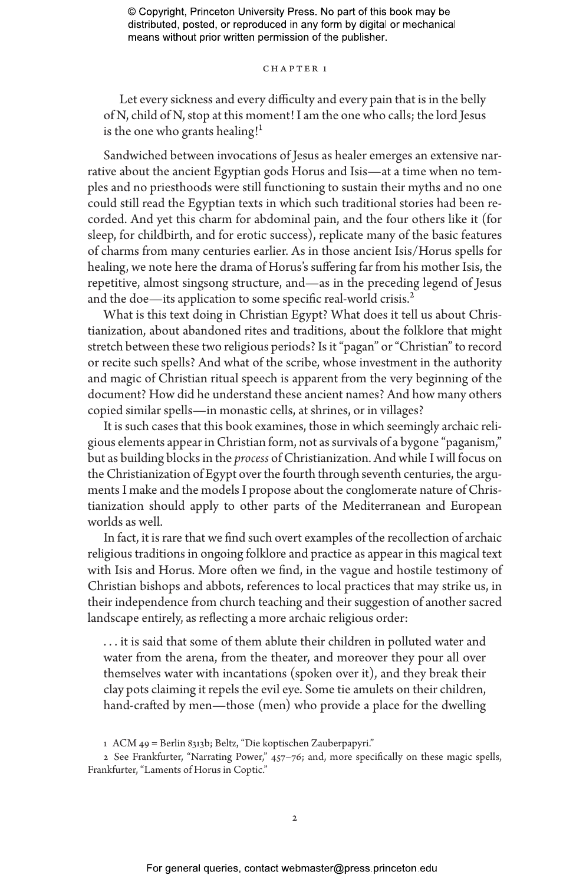Let every sickness and every difficulty and every pain that is in the belly of N, child of N, stop at this moment! I am the one who calls; the lord Jesus is the one who grants healing![1]

Sandwiched between invocations of Jesus as healer emerges an extensive narrative about the ancient Egyptian gods Horus and Isis—at a time when no temples and no priesthoods were still functioning to sustain their myths and no one could still read the Egyptian texts in which such traditional stories had been recorded. And yet this charm for abdominal pain, and the four others like it (for sleep, for childbirth, and for erotic success), replicate many of the basic features of charms from many centuries earlier. As in those ancient Isis/Horus spells for healing, we note here the drama of Horus's suffering far from his mother Isis, the repetitive, almost singsong structure, and—as in the preceding legend of Jesus and the doe—its application to some specific real-world crisis.[2]

What is this text doing in Christian Egypt? What does it tell us about Christianization, about abandoned rites and traditions, about the folklore that might stretch between these two religious periods? Is it "pagan" or "Christian" to record or recite such spells? And what of the scribe, whose investment in the authority and magic of Christian ritual speech is apparent from the very beginning of the document? How did he understand these ancient names? And how many others copied similar spells—in monastic cells, at shrines, or in villages?

It is such cases that this book examines, those in which seemingly archaic religious elements appear in Christian form, not as survivals of a bygone "paganism," but as building blocks in the *process* of Christianization. And while I will focus on the Christianization of Egypt over the fourth through seventh centuries, the arguments I make and the models I propose about the conglomerate nature of Christianization should apply to other parts of the Mediterranean and European worlds as well.

In fact, it is rare that we find such overt examples of the recollection of archaic religious traditions in ongoing folklore and practice as appear in this magical text with Isis and Horus. More often we find, in the vague and hostile testimony of Christian bishops and abbots, references to local practices that may strike us, in their independence from church teaching and their suggestion of another sacred landscape entirely, as reflecting a more archaic religious order:

> . . . it is said that some of them ablute their children in polluted water and water from the arena, from the theater, and moreover they pour all over themselves water with incantations (spoken over it), and they break their clay pots claiming it repels the evil eye. Some tie amulets on their children, hand-crafted by men—those (men) who provide a place for the dwelling

1 ACM 49 = Berlin 8313b; Beltz, "Die koptischen Zauberpapyri."

2 See Frankfurter, "Narrating Power," 457–76; and, more specifically on these magic spells, Frankfurter, "Laments of Horus in Coptic."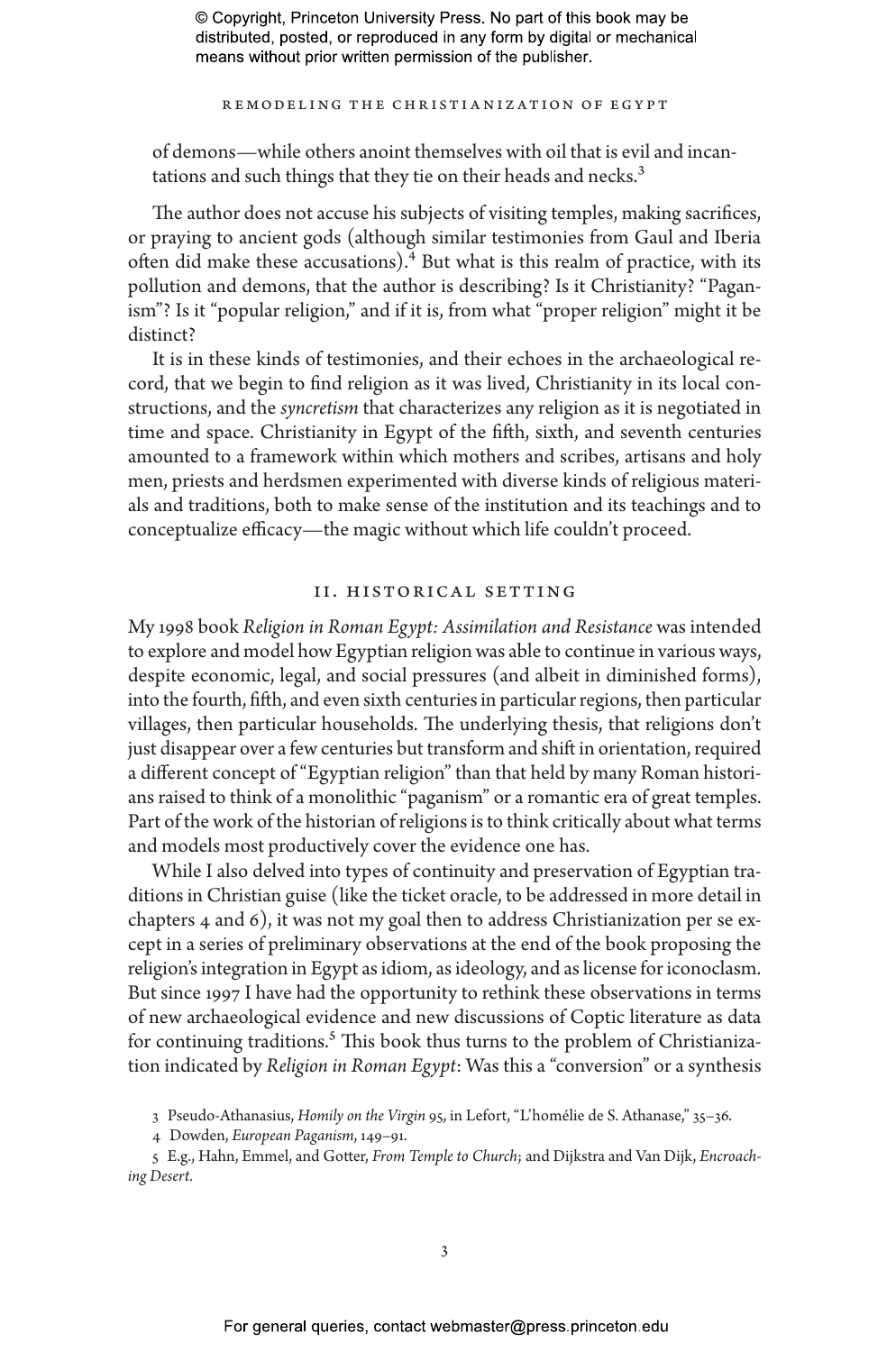of demons—while others anoint themselves with oil that is evil and incantations and such things that they tie on their heads and necks.[3]

The author does not accuse his subjects of visiting temples, making sacrifices, or praying to ancient gods (although similar testimonies from Gaul and Iberia often did make these accusations).[4] But what is this realm of practice, with its pollution and demons, that the author is describing? Is it Christianity? "Paganism"? Is it "popular religion," and if it is, from what "proper religion" might it be distinct?

It is in these kinds of testimonies, and their echoes in the archaeological record, that we begin to find religion as it was lived, Christianity in its local constructions, and the *syncretism* that characterizes any religion as it is negotiated in time and space. Christianity in Egypt of the fifth, sixth, and seventh centuries amounted to a framework within which mothers and scribes, artisans and holy men, priests and herdsmen experimented with diverse kinds of religious materials and traditions, both to make sense of the institution and its teachings and to conceptualize efficacy—the magic without which life couldn't proceed.

## II. Historical Setting

My 1998 book *Religion in Roman Egypt: Assimilation and Resistance* was intended to explore and model how Egyptian religion was able to continue in various ways, despite economic, legal, and social pressures (and albeit in diminished forms), into the fourth, fifth, and even sixth centuries in particular regions, then particular villages, then particular households. The underlying thesis, that religions don't just disappear over a few centuries but transform and shift in orientation, required a different concept of "Egyptian religion" than that held by many Roman historians raised to think of a monolithic "paganism" or a romantic era of great temples. Part of the work of the historian of religions is to think critically about what terms and models most productively cover the evidence one has.

While I also delved into types of continuity and preservation of Egyptian traditions in Christian guise (like the ticket oracle, to be addressed in more detail in chapters 4 and 6), it was not my goal then to address Christianization per se except in a series of preliminary observations at the end of the book proposing the religion's integration in Egypt as idiom, as ideology, and as license for iconoclasm. But since 1997 I have had the opportunity to rethink these observations in terms of new archaeological evidence and new discussions of Coptic literature as data for continuing traditions.[5] This book thus turns to the problem of Christianization indicated by *Religion in Roman Egypt*: Was this a "conversion" or a synthesis

3 Pseudo-Athanasius, *Homily on the Virgin* 95, in Lefort, "L'homélie de S. Athanase," 35–36.

4 Dowden, *European Paganism*, 149–91.

5 E.g., Hahn, Emmel, and Gotter, *From Temple to Church*; and Dijkstra and Van Dijk, *Encroaching Desert*.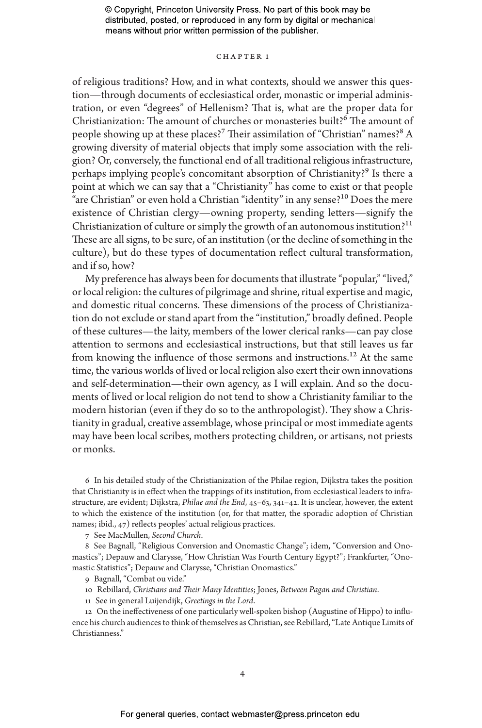of religious traditions? How, and in what contexts, should we answer this question—through documents of ecclesiastical order, monastic or imperial administration, or even "degrees" of Hellenism? That is, what are the proper data for Christianization: The amount of churches or monasteries built?[6] The amount of people showing up at these places?[7] Their assimilation of "Christian" names?[8] A growing diversity of material objects that imply some association with the religion? Or, conversely, the functional end of all traditional religious infrastructure, perhaps implying people's concomitant absorption of Christianity?[9] Is there a point at which we can say that a "Christianity" has come to exist or that people "are Christian" or even hold a Christian "identity" in any sense?[10] Does the mere existence of Christian clergy—owning property, sending letters—signify the Christianization of culture or simply the growth of an autonomous institution?[11] These are all signs, to be sure, of an institution (or the decline of something in the culture), but do these types of documentation reflect cultural transformation, and if so, how?

My preference has always been for documents that illustrate "popular," "lived," or local religion: the cultures of pilgrimage and shrine, ritual expertise and magic, and domestic ritual concerns. These dimensions of the process of Christianization do not exclude or stand apart from the "institution," broadly defined. People of these cultures—the laity, members of the lower clerical ranks—can pay close attention to sermons and ecclesiastical instructions, but that still leaves us far from knowing the influence of those sermons and instructions.[12] At the same time, the various worlds of lived or local religion also exert their own innovations and self-determination—their own agency, as I will explain. And so the documents of lived or local religion do not tend to show a Christianity familiar to the modern historian (even if they do so to the anthropologist). They show a Christianity in gradual, creative assemblage, whose principal or most immediate agents may have been local scribes, mothers protecting children, or artisans, not priests or monks.

6 In his detailed study of the Christianization of the Philae region, Dijkstra takes the position that Christianity is in effect when the trappings of its institution, from ecclesiastical leaders to infrastructure, are evident; Dijkstra, *Philae and the End*, 45–63, 341–42. It is unclear, however, the extent to which the existence of the institution (or, for that matter, the sporadic adoption of Christian names; ibid., 47) reflects peoples' actual religious practices.

7 See MacMullen, *Second Church*.

8 See Bagnall, "Religious Conversion and Onomastic Change"; idem, "Conversion and Onomastics"; Depauw and Clarysse, "How Christian Was Fourth Century Egypt?"; Frankfurter, "Onomastic Statistics"; Depauw and Clarysse, "Christian Onomastics."

9 Bagnall, "Combat ou vide."

10 Rebillard, *Christians and Their Many Identities*; Jones, *Between Pagan and Christian*.

11 See in general Luijendijk, *Greetings in the Lord*.

12 On the ineffectiveness of one particularly well-spoken bishop (Augustine of Hippo) to influence his church audiences to think of themselves as Christian, see Rebillard, "Late Antique Limits of Christianness."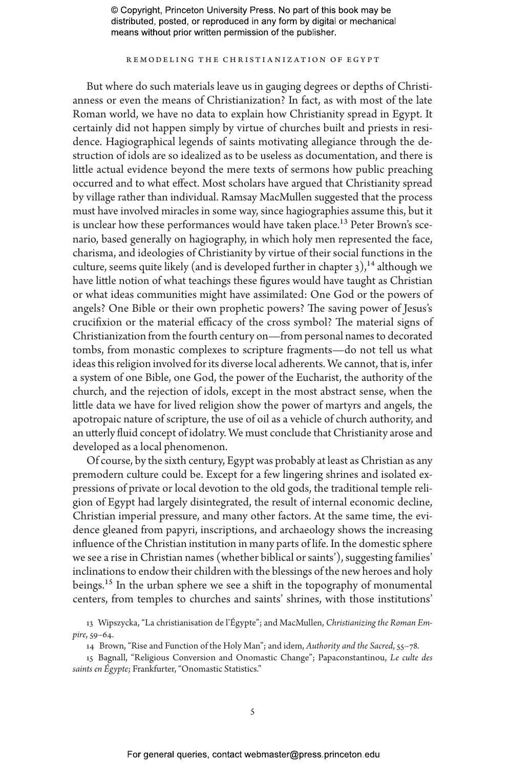But where do such materials leave us in gauging degrees or depths of Christianness or even the means of Christianization? In fact, as with most of the late Roman world, we have no data to explain how Christianity spread in Egypt. It certainly did not happen simply by virtue of churches built and priests in residence. Hagiographical legends of saints motivating allegiance through the destruction of idols are so idealized as to be useless as documentation, and there is little actual evidence beyond the mere texts of sermons how public preaching occurred and to what effect. Most scholars have argued that Christianity spread by village rather than individual. Ramsay MacMullen suggested that the process must have involved miracles in some way, since hagiographies assume this, but it is unclear how these performances would have taken place.[13] Peter Brown's scenario, based generally on hagiography, in which holy men represented the face, charisma, and ideologies of Christianity by virtue of their social functions in the culture, seems quite likely (and is developed further in chapter 3),[14] although we have little notion of what teachings these figures would have taught as Christian or what ideas communities might have assimilated: One God or the powers of angels? One Bible or their own prophetic powers? The saving power of Jesus's crucifixion or the material efficacy of the cross symbol? The material signs of Christianization from the fourth century on—from personal names to decorated tombs, from monastic complexes to scripture fragments—do not tell us what ideas this religion involved for its diverse local adherents. We cannot, that is, infer a system of one Bible, one God, the power of the Eucharist, the authority of the church, and the rejection of idols, except in the most abstract sense, when the little data we have for lived religion show the power of martyrs and angels, the apotropaic nature of scripture, the use of oil as a vehicle of church authority, and an utterly fluid concept of idolatry. We must conclude that Christianity arose and developed as a local phenomenon.

Of course, by the sixth century, Egypt was probably at least as Christian as any premodern culture could be. Except for a few lingering shrines and isolated expressions of private or local devotion to the old gods, the traditional temple religion of Egypt had largely disintegrated, the result of internal economic decline, Christian imperial pressure, and many other factors. At the same time, the evidence gleaned from papyri, inscriptions, and archaeology shows the increasing influence of the Christian institution in many parts of life. In the domestic sphere we see a rise in Christian names (whether biblical or saints'), suggesting families' inclinations to endow their children with the blessings of the new heroes and holy beings.[15] In the urban sphere we see a shift in the topography of monumental centers, from temples to churches and saints' shrines, with those institutions'

13 Wipszycka, "La christianisation de l'Égypte"; and MacMullen, *Christianizing the Roman Empire*, 59–64.

14 Brown, "Rise and Function of the Holy Man"; and idem, *Authority and the Sacred*, 55–78.

15 Bagnall, "Religious Conversion and Onomastic Change"; Papaconstantinou, *Le culte des saints en Égypte*; Frankfurter, "Onomastic Statistics."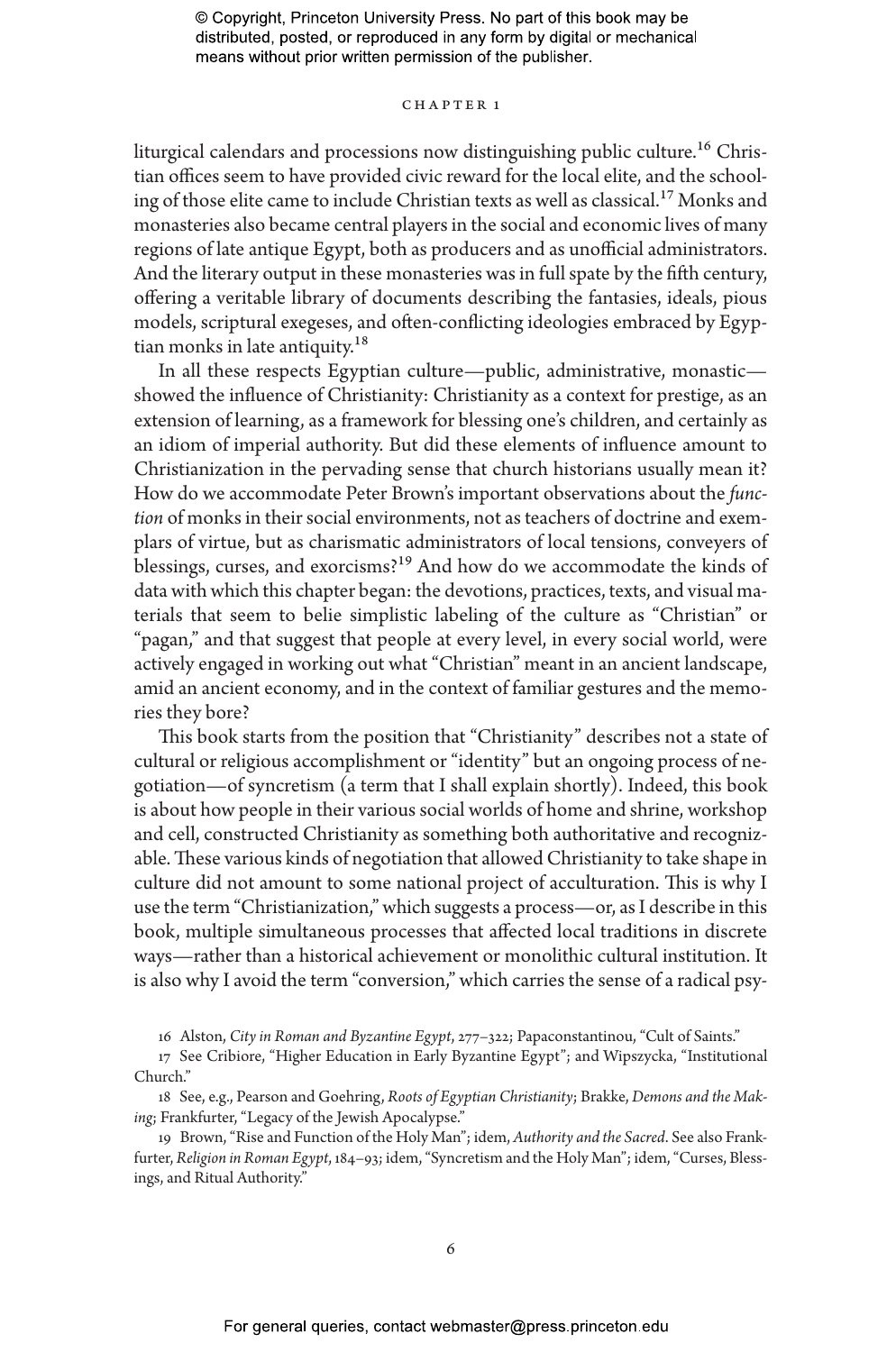liturgical calendars and processions now distinguishing public culture.[16] Christian offices seem to have provided civic reward for the local elite, and the schooling of those elite came to include Christian texts as well as classical.[17] Monks and monasteries also became central players in the social and economic lives of many regions of late antique Egypt, both as producers and as unofficial administrators. And the literary output in these monasteries was in full spate by the fifth century, offering a veritable library of documents describing the fantasies, ideals, pious models, scriptural exegeses, and often-conflicting ideologies embraced by Egyptian monks in late antiquity.[18]

In all these respects Egyptian culture—public, administrative, monastic—showed the influence of Christianity: Christianity as a context for prestige, as an extension of learning, as a framework for blessing one's children, and certainly as an idiom of imperial authority. But did these elements of influence amount to Christianization in the pervading sense that church historians usually mean it? How do we accommodate Peter Brown's important observations about the *function* of monks in their social environments, not as teachers of doctrine and exemplars of virtue, but as charismatic administrators of local tensions, conveyers of blessings, curses, and exorcisms?[19] And how do we accommodate the kinds of data with which this chapter began: the devotions, practices, texts, and visual materials that seem to belie simplistic labeling of the culture as "Christian" or "pagan," and that suggest that people at every level, in every social world, were actively engaged in working out what "Christian" meant in an ancient landscape, amid an ancient economy, and in the context of familiar gestures and the memories they bore?

This book starts from the position that "Christianity" describes not a state of cultural or religious accomplishment or "identity" but an ongoing process of negotiation—of syncretism (a term that I shall explain shortly). Indeed, this book is about how people in their various social worlds of home and shrine, workshop and cell, constructed Christianity as something both authoritative and recognizable. These various kinds of negotiation that allowed Christianity to take shape in culture did not amount to some national project of acculturation. This is why I use the term "Christianization," which suggests a process—or, as I describe in this book, multiple simultaneous processes that affected local traditions in discrete ways—rather than a historical achievement or monolithic cultural institution. It is also why I avoid the term "conversion," which carries the sense of a radical psy-

16 Alston, *City in Roman and Byzantine Egypt*, 277–322; Papaconstantinou, "Cult of Saints."

17 See Cribiore, "Higher Education in Early Byzantine Egypt"; and Wipszycka, "Institutional Church."

18 See, e.g., Pearson and Goehring, *Roots of Egyptian Christianity*; Brakke, *Demons and the Making*; Frankfurter, "Legacy of the Jewish Apocalypse."

19 Brown, "Rise and Function of the Holy Man"; idem, *Authority and the Sacred*. See also Frankfurter, *Religion in Roman Egypt*, 184–93; idem, "Syncretism and the Holy Man"; idem, "Curses, Blessings, and Ritual Authority."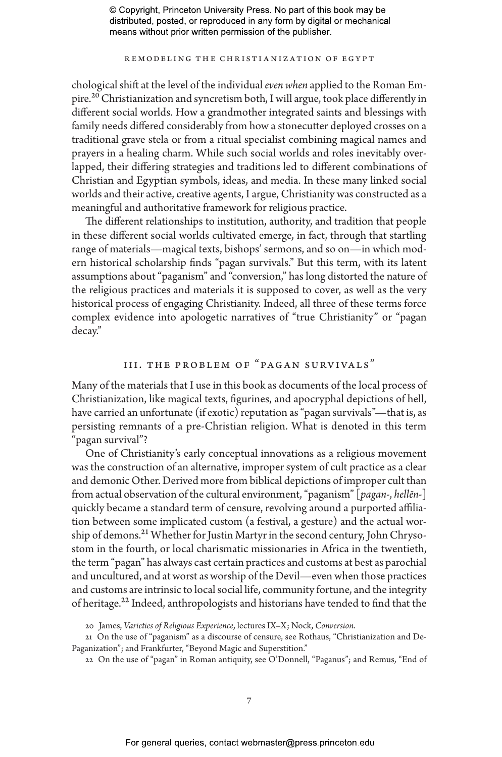chological shift at the level of the individual *even when* applied to the Roman Empire.[20] Christianization and syncretism both, I will argue, took place differently in different social worlds. How a grandmother integrated saints and blessings with family needs differed considerably from how a stonecutter deployed crosses on a traditional grave stela or from a ritual specialist combining magical names and prayers in a healing charm. While such social worlds and roles inevitably overlapped, their differing strategies and traditions led to different combinations of Christian and Egyptian symbols, ideas, and media. In these many linked social worlds and their active, creative agents, I argue, Christianity was constructed as a meaningful and authoritative framework for religious practice.

The different relationships to institution, authority, and tradition that people in these different social worlds cultivated emerge, in fact, through that startling range of materials—magical texts, bishops' sermons, and so on—in which modern historical scholarship finds "pagan survivals." But this term, with its latent assumptions about "paganism" and "conversion," has long distorted the nature of the religious practices and materials it is supposed to cover, as well as the very historical process of engaging Christianity. Indeed, all three of these terms force complex evidence into apologetic narratives of "true Christianity" or "pagan decay."

## III. The Problem of "Pagan Survivals"

Many of the materials that I use in this book as documents of the local process of Christianization, like magical texts, figurines, and apocryphal depictions of hell, have carried an unfortunate (if exotic) reputation as "pagan survivals"—that is, as persisting remnants of a pre-Christian religion. What is denoted in this term "pagan survival"?

One of Christianity's early conceptual innovations as a religious movement was the construction of an alternative, improper system of cult practice as a clear and demonic Other. Derived more from biblical depictions of improper cult than from actual observation of the cultural environment, "paganism" [*pagan-*, *hellēn-*] quickly became a standard term of censure, revolving around a purported affiliation between some implicated custom (a festival, a gesture) and the actual worship of demons.[21] Whether for Justin Martyr in the second century, John Chrysostom in the fourth, or local charismatic missionaries in Africa in the twentieth, the term "pagan" has always cast certain practices and customs at best as parochial and uncultured, and at worst as worship of the Devil—even when those practices and customs are intrinsic to local social life, community fortune, and the integrity of heritage.[22] Indeed, anthropologists and historians have tended to find that the

20 James, *Varieties of Religious Experience*, lectures IX–X; Nock, *Conversion*.

21 On the use of "paganism" as a discourse of censure, see Rothaus, "Christianization and De-Paganization"; and Frankfurter, "Beyond Magic and Superstition."

22 On the use of "pagan" in Roman antiquity, see O'Donnell, "Paganus"; and Remus, "End of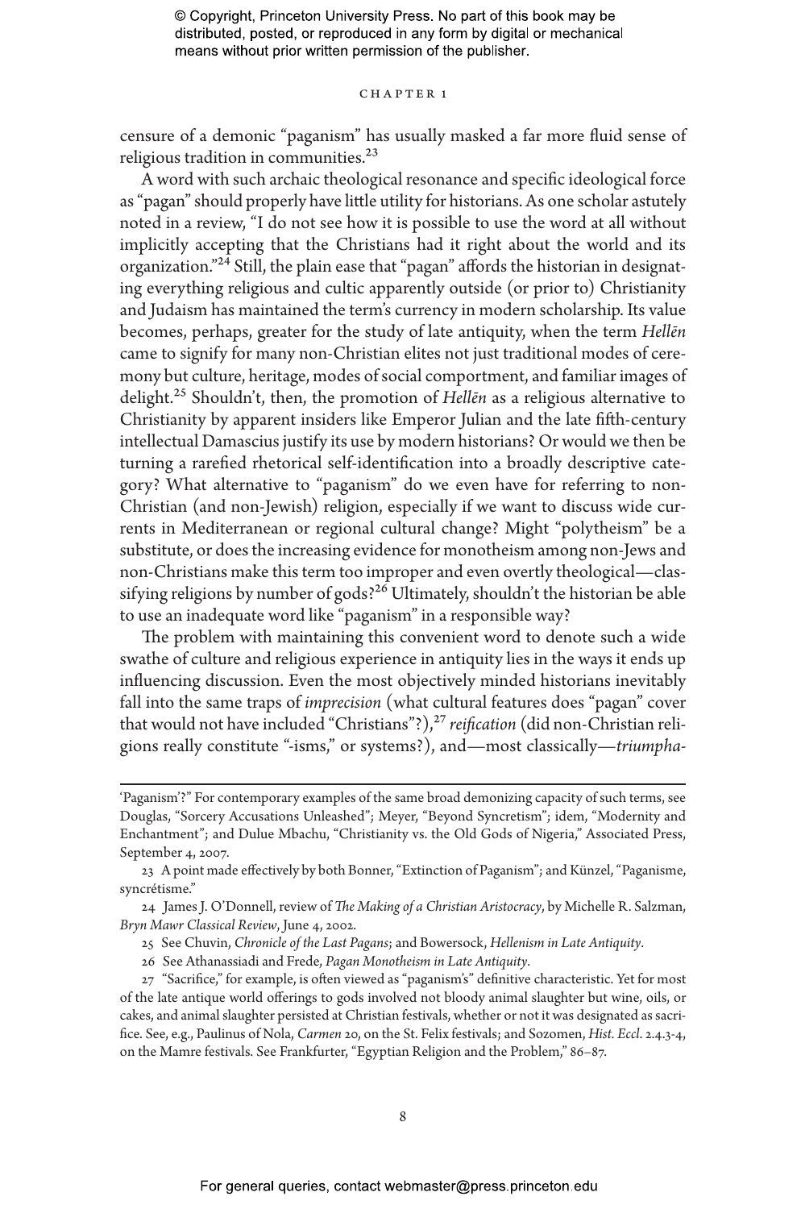censure of a demonic "paganism" has usually masked a far more fluid sense of religious tradition in communities.[23]

A word with such archaic theological resonance and specific ideological force as "pagan" should properly have little utility for historians. As one scholar astutely noted in a review, "I do not see how it is possible to use the word at all without implicitly accepting that the Christians had it right about the world and its organization."[24] Still, the plain ease that "pagan" affords the historian in designating everything religious and cultic apparently outside (or prior to) Christianity and Judaism has maintained the term's currency in modern scholarship. Its value becomes, perhaps, greater for the study of late antiquity, when the term *Hellēn* came to signify for many non-Christian elites not just traditional modes of ceremony but culture, heritage, modes of social comportment, and familiar images of delight.[25] Shouldn't, then, the promotion of *Hellēn* as a religious alternative to Christianity by apparent insiders like Emperor Julian and the late fifth-century intellectual Damascius justify its use by modern historians? Or would we then be turning a rarefied rhetorical self-identification into a broadly descriptive category? What alternative to "paganism" do we even have for referring to non-Christian (and non-Jewish) religion, especially if we want to discuss wide currents in Mediterranean or regional cultural change? Might "polytheism" be a substitute, or does the increasing evidence for monotheism among non-Jews and non-Christians make this term too improper and even overtly theological—classifying religions by number of gods?[26] Ultimately, shouldn't the historian be able to use an inadequate word like "paganism" in a responsible way?

The problem with maintaining this convenient word to denote such a wide swathe of culture and religious experience in antiquity lies in the ways it ends up influencing discussion. Even the most objectively minded historians inevitably fall into the same traps of *imprecision* (what cultural features does "pagan" cover that would not have included "Christians"?),[27] *reification* (did non-Christian religions really constitute "-isms," or systems?), and—most classically—*triumpha-*

---

'Paganism'?" For contemporary examples of the same broad demonizing capacity of such terms, see Douglas, "Sorcery Accusations Unleashed"; Meyer, "Beyond Syncretism"; idem, "Modernity and Enchantment"; and Dulue Mbachu, "Christianity vs. the Old Gods of Nigeria," Associated Press, September 4, 2007.

23 A point made effectively by both Bonner, "Extinction of Paganism"; and Künzel, "Paganisme, syncrétisme."

24 James J. O'Donnell, review of *The Making of a Christian Aristocracy*, by Michelle R. Salzman, *Bryn Mawr Classical Review*, June 4, 2002.

25 See Chuvin, *Chronicle of the Last Pagans*; and Bowersock, *Hellenism in Late Antiquity*.

26 See Athanassiadi and Frede, *Pagan Monotheism in Late Antiquity*.

27 "Sacrifice," for example, is often viewed as "paganism's" definitive characteristic. Yet for most of the late antique world offerings to gods involved not bloody animal slaughter but wine, oils, or cakes, and animal slaughter persisted at Christian festivals, whether or not it was designated as sacrifice. See, e.g., Paulinus of Nola, *Carmen* 20, on the St. Felix festivals; and Sozomen, *Hist. Eccl.* 2.4.3-4, on the Mamre festivals. See Frankfurter, "Egyptian Religion and the Problem," 86–87.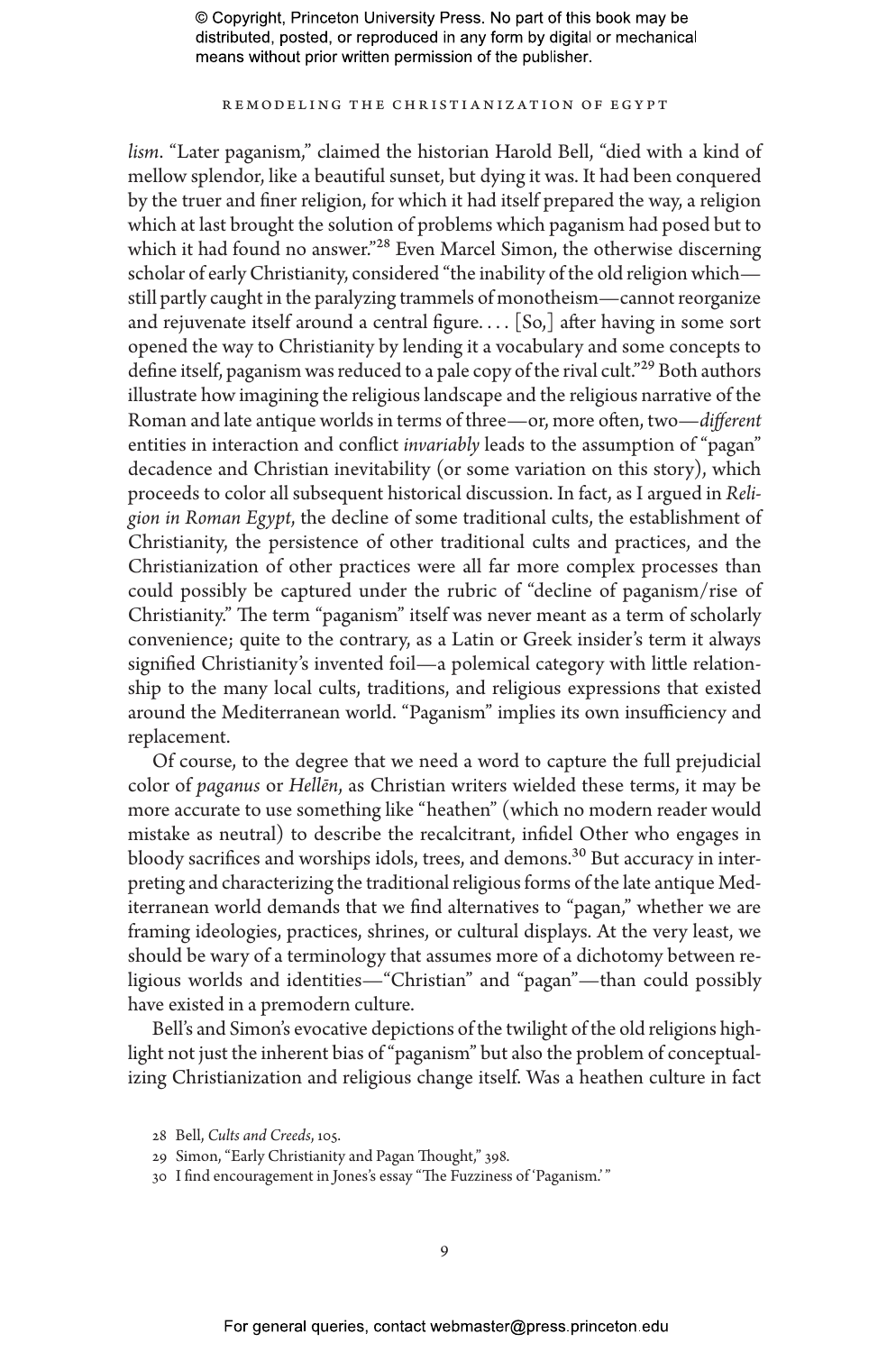*lism*. "Later paganism," claimed the historian Harold Bell, "died with a kind of mellow splendor, like a beautiful sunset, but dying it was. It had been conquered by the truer and finer religion, for which it had itself prepared the way, a religion which at last brought the solution of problems which paganism had posed but to which it had found no answer."[28] Even Marcel Simon, the otherwise discerning scholar of early Christianity, considered "the inability of the old religion which—still partly caught in the paralyzing trammels of monotheism—cannot reorganize and rejuvenate itself around a central figure. . . . [So,] after having in some sort opened the way to Christianity by lending it a vocabulary and some concepts to define itself, paganism was reduced to a pale copy of the rival cult."[29] Both authors illustrate how imagining the religious landscape and the religious narrative of the Roman and late antique worlds in terms of three—or, more often, two—*different* entities in interaction and conflict *invariably* leads to the assumption of "pagan" decadence and Christian inevitability (or some variation on this story), which proceeds to color all subsequent historical discussion. In fact, as I argued in *Religion in Roman Egypt*, the decline of some traditional cults, the establishment of Christianity, the persistence of other traditional cults and practices, and the Christianization of other practices were all far more complex processes than could possibly be captured under the rubric of "decline of paganism/rise of Christianity." The term "paganism" itself was never meant as a term of scholarly convenience; quite to the contrary, as a Latin or Greek insider's term it always signified Christianity's invented foil—a polemical category with little relationship to the many local cults, traditions, and religious expressions that existed around the Mediterranean world. "Paganism" implies its own insufficiency and replacement.

Of course, to the degree that we need a word to capture the full prejudicial color of *paganus* or *Hellēn*, as Christian writers wielded these terms, it may be more accurate to use something like "heathen" (which no modern reader would mistake as neutral) to describe the recalcitrant, infidel Other who engages in bloody sacrifices and worships idols, trees, and demons.[30] But accuracy in interpreting and characterizing the traditional religious forms of the late antique Mediterranean world demands that we find alternatives to "pagan," whether we are framing ideologies, practices, shrines, or cultural displays. At the very least, we should be wary of a terminology that assumes more of a dichotomy between religious worlds and identities—"Christian" and "pagan"—than could possibly have existed in a premodern culture.

Bell's and Simon's evocative depictions of the twilight of the old religions highlight not just the inherent bias of "paganism" but also the problem of conceptualizing Christianization and religious change itself. Was a heathen culture in fact

28 Bell, *Cults and Creeds*, 105.

29 Simon, "Early Christianity and Pagan Thought," 398.

30 I find encouragement in Jones's essay "The Fuzziness of 'Paganism.'"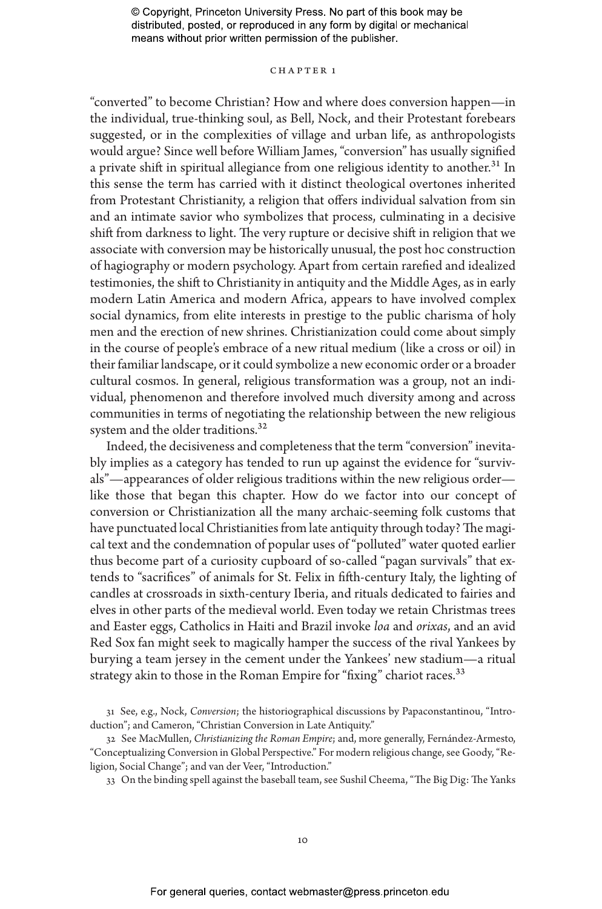"converted" to become Christian? How and where does conversion happen—in the individual, true-thinking soul, as Bell, Nock, and their Protestant forebears suggested, or in the complexities of village and urban life, as anthropologists would argue? Since well before William James, "conversion" has usually signified a private shift in spiritual allegiance from one religious identity to another.[31] In this sense the term has carried with it distinct theological overtones inherited from Protestant Christianity, a religion that offers individual salvation from sin and an intimate savior who symbolizes that process, culminating in a decisive shift from darkness to light. The very rupture or decisive shift in religion that we associate with conversion may be historically unusual, the post hoc construction of hagiography or modern psychology. Apart from certain rarefied and idealized testimonies, the shift to Christianity in antiquity and the Middle Ages, as in early modern Latin America and modern Africa, appears to have involved complex social dynamics, from elite interests in prestige to the public charisma of holy men and the erection of new shrines. Christianization could come about simply in the course of people's embrace of a new ritual medium (like a cross or oil) in their familiar landscape, or it could symbolize a new economic order or a broader cultural cosmos. In general, religious transformation was a group, not an individual, phenomenon and therefore involved much diversity among and across communities in terms of negotiating the relationship between the new religious system and the older traditions.[32]

Indeed, the decisiveness and completeness that the term "conversion" inevitably implies as a category has tended to run up against the evidence for "survivals"—appearances of older religious traditions within the new religious order—like those that began this chapter. How do we factor into our concept of conversion or Christianization all the many archaic-seeming folk customs that have punctuated local Christianities from late antiquity through today? The magical text and the condemnation of popular uses of "polluted" water quoted earlier thus become part of a curiosity cupboard of so-called "pagan survivals" that extends to "sacrifices" of animals for St. Felix in fifth-century Italy, the lighting of candles at crossroads in sixth-century Iberia, and rituals dedicated to fairies and elves in other parts of the medieval world. Even today we retain Christmas trees and Easter eggs, Catholics in Haiti and Brazil invoke *loa* and *orixas*, and an avid Red Sox fan might seek to magically hamper the success of the rival Yankees by burying a team jersey in the cement under the Yankees' new stadium—a ritual strategy akin to those in the Roman Empire for "fixing" chariot races.[33]

31 See, e.g., Nock, *Conversion*; the historiographical discussions by Papaconstantinou, "Introduction"; and Cameron, "Christian Conversion in Late Antiquity."

32 See MacMullen, *Christianizing the Roman Empire*; and, more generally, Fernández-Armesto, "Conceptualizing Conversion in Global Perspective." For modern religious change, see Goody, "Religion, Social Change"; and van der Veer, "Introduction."

33 On the binding spell against the baseball team, see Sushil Cheema, "The Big Dig: The Yanks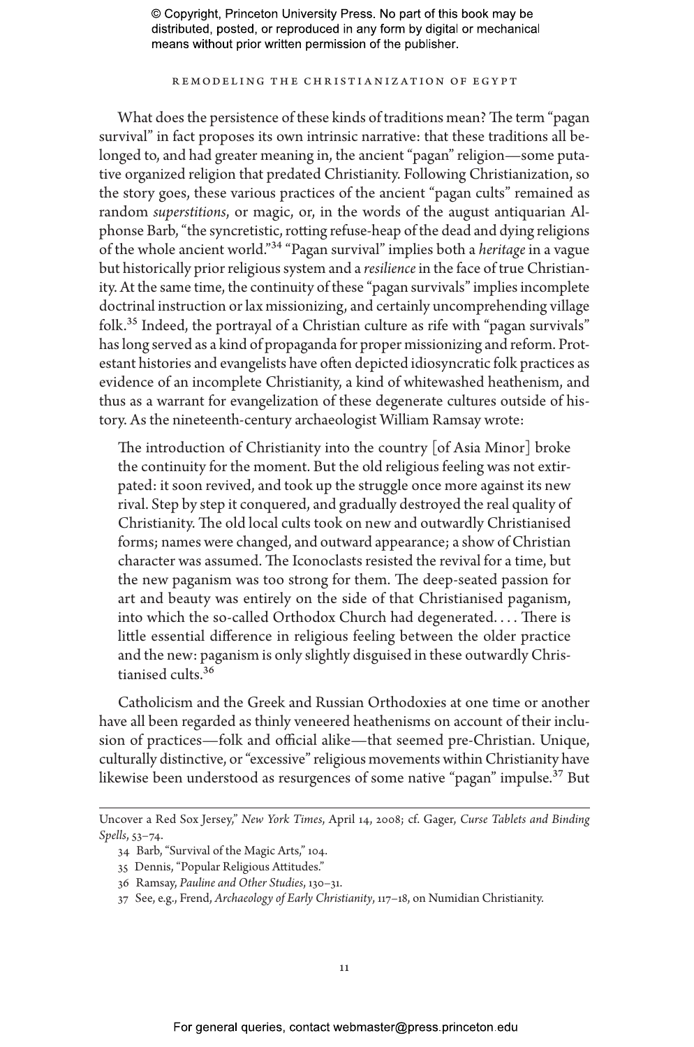What does the persistence of these kinds of traditions mean? The term "pagan survival" in fact proposes its own intrinsic narrative: that these traditions all belonged to, and had greater meaning in, the ancient "pagan" religion—some putative organized religion that predated Christianity. Following Christianization, so the story goes, these various practices of the ancient "pagan cults" remained as random *superstitions*, or magic, or, in the words of the august antiquarian Alphonse Barb, "the syncretistic, rotting refuse-heap of the dead and dying religions of the whole ancient world."[34] "Pagan survival" implies both a *heritage* in a vague but historically prior religious system and a *resilience* in the face of true Christianity. At the same time, the continuity of these "pagan survivals" implies incomplete doctrinal instruction or lax missionizing, and certainly uncomprehending village folk.[35] Indeed, the portrayal of a Christian culture as rife with "pagan survivals" has long served as a kind of propaganda for proper missionizing and reform. Protestant histories and evangelists have often depicted idiosyncratic folk practices as evidence of an incomplete Christianity, a kind of whitewashed heathenism, and thus as a warrant for evangelization of these degenerate cultures outside of history. As the nineteenth-century archaeologist William Ramsay wrote:

> The introduction of Christianity into the country [of Asia Minor] broke the continuity for the moment. But the old religious feeling was not extirpated: it soon revived, and took up the struggle once more against its new rival. Step by step it conquered, and gradually destroyed the real quality of Christianity. The old local cults took on new and outwardly Christianised forms; names were changed, and outward appearance; a show of Christian character was assumed. The Iconoclasts resisted the revival for a time, but the new paganism was too strong for them. The deep-seated passion for art and beauty was entirely on the side of that Christianised paganism, into which the so-called Orthodox Church had degenerated. . . . There is little essential difference in religious feeling between the older practice and the new: paganism is only slightly disguised in these outwardly Christianised cults.[36]

Catholicism and the Greek and Russian Orthodoxies at one time or another have all been regarded as thinly veneered heathenisms on account of their inclusion of practices—folk and official alike—that seemed pre-Christian. Unique, culturally distinctive, or "excessive" religious movements within Christianity have likewise been understood as resurgences of some native "pagan" impulse.[37] But

---

Uncover a Red Sox Jersey," *New York Times*, April 14, 2008; cf. Gager, *Curse Tablets and Binding Spells*, 53–74.

34 Barb, "Survival of the Magic Arts," 104.

35 Dennis, "Popular Religious Attitudes."

36 Ramsay, *Pauline and Other Studies*, 130–31.

37 See, e.g., Frend, *Archaeology of Early Christianity*, 117–18, on Numidian Christianity.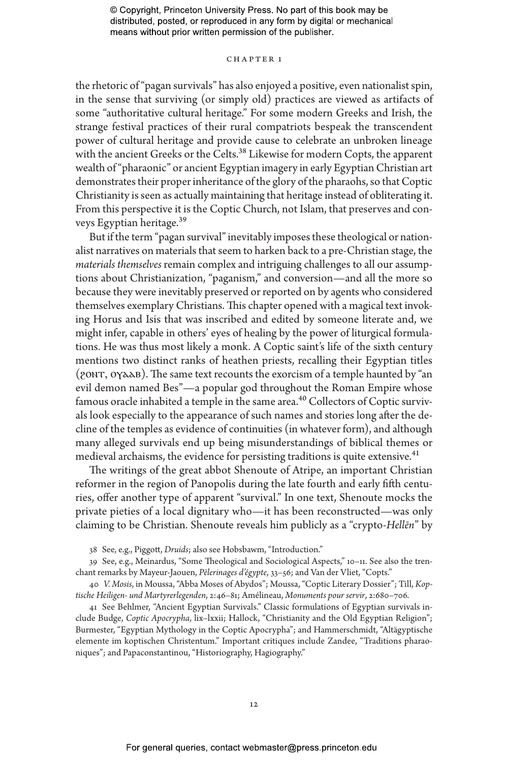the rhetoric of "pagan survivals" has also enjoyed a positive, even nationalist spin, in the sense that surviving (or simply old) practices are viewed as artifacts of some "authoritative cultural heritage." For some modern Greeks and Irish, the strange festival practices of their rural compatriots bespeak the transcendent power of cultural heritage and provide cause to celebrate an unbroken lineage with the ancient Greeks or the Celts.[38] Likewise for modern Copts, the apparent wealth of "pharaonic" or ancient Egyptian imagery in early Egyptian Christian art demonstrates their proper inheritance of the glory of the pharaohs, so that Coptic Christianity is seen as actually maintaining that heritage instead of obliterating it. From this perspective it is the Coptic Church, not Islam, that preserves and conveys Egyptian heritage.[39]

But if the term "pagan survival" inevitably imposes these theological or nationalist narratives on materials that seem to harken back to a pre-Christian stage, the *materials themselves* remain complex and intriguing challenges to all our assumptions about Christianization, "paganism," and conversion—and all the more so because they were inevitably preserved or reported on by agents who considered themselves exemplary Christians. This chapter opened with a magical text invoking Horus and Isis that was inscribed and edited by someone literate and, we might infer, capable in others' eyes of healing by the power of liturgical formulations. He was thus most likely a monk. A Coptic saint's life of the sixth century mentions two distinct ranks of heathen priests, recalling their Egyptian titles (ϩⲟⲛⲧ, ⲟⲩⲁⲁⲃ). The same text recounts the exorcism of a temple haunted by "an evil demon named Bes"—a popular god throughout the Roman Empire whose famous oracle inhabited a temple in the same area.[40] Collectors of Coptic survivals look especially to the appearance of such names and stories long after the decline of the temples as evidence of continuities (in whatever form), and although many alleged survivals end up being misunderstandings of biblical themes or medieval archaisms, the evidence for persisting traditions is quite extensive.[41]

The writings of the great abbot Shenoute of Atripe, an important Christian reformer in the region of Panopolis during the late fourth and early fifth centuries, offer another type of apparent "survival." In one text, Shenoute mocks the private pieties of a local dignitary who—it has been reconstructed—was only claiming to be Christian. Shenoute reveals him publicly as a "crypto-*Hellēn*" by

38 See, e.g., Piggott, *Druids*; also see Hobsbawm, "Introduction."

39 See, e.g., Meinardus, "Some Theological and Sociological Aspects," 10–11. See also the trenchant remarks by Mayeur-Jaouen, *Pèlerinages d'égypte*, 33–56; and Van der Vliet, "Copts."

40 *V. Mosis*, in Moussa, "Abba Moses of Abydos"; Moussa, "Coptic Literary Dossier"; Till, *Koptische Heiligen- und Martyrerlegenden*, 2:46–81; Amélineau, *Monuments pour servir*, 2:680–706.

41 See Behlmer, "Ancient Egyptian Survivals." Classic formulations of Egyptian survivals include Budge, *Coptic Apocrypha*, lix–lxxii; Hallock, "Christianity and the Old Egyptian Religion"; Burmester, "Egyptian Mythology in the Coptic Apocrypha"; and Hammerschmidt, "Altägyptische elemente im koptischen Christentum." Important critiques include Zandee, "Traditions pharaoniques"; and Papaconstantinou, "Historiography, Hagiography."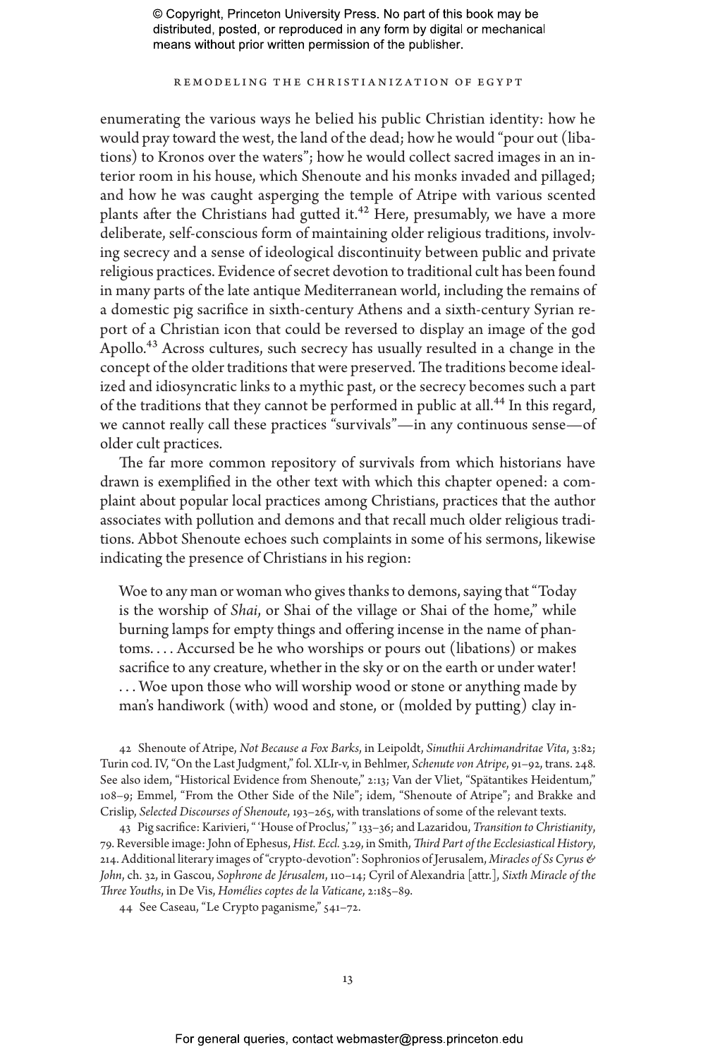enumerating the various ways he belied his public Christian identity: how he would pray toward the west, the land of the dead; how he would "pour out (libations) to Kronos over the waters"; how he would collect sacred images in an interior room in his house, which Shenoute and his monks invaded and pillaged; and how he was caught asperging the temple of Atripe with various scented plants after the Christians had gutted it.[42] Here, presumably, we have a more deliberate, self-conscious form of maintaining older religious traditions, involving secrecy and a sense of ideological discontinuity between public and private religious practices. Evidence of secret devotion to traditional cult has been found in many parts of the late antique Mediterranean world, including the remains of a domestic pig sacrifice in sixth-century Athens and a sixth-century Syrian report of a Christian icon that could be reversed to display an image of the god Apollo.[43] Across cultures, such secrecy has usually resulted in a change in the concept of the older traditions that were preserved. The traditions become idealized and idiosyncratic links to a mythic past, or the secrecy becomes such a part of the traditions that they cannot be performed in public at all.[44] In this regard, we cannot really call these practices "survivals"—in any continuous sense—of older cult practices.

The far more common repository of survivals from which historians have drawn is exemplified in the other text with which this chapter opened: a complaint about popular local practices among Christians, practices that the author associates with pollution and demons and that recall much older religious traditions. Abbot Shenoute echoes such complaints in some of his sermons, likewise indicating the presence of Christians in his region:

> Woe to any man or woman who gives thanks to demons, saying that "Today is the worship of *Shai*, or Shai of the village or Shai of the home," while burning lamps for empty things and offering incense in the name of phantoms. . . . Accursed be he who worships or pours out (libations) or makes sacrifice to any creature, whether in the sky or on the earth or under water! . . . Woe upon those who will worship wood or stone or anything made by man's handiwork (with) wood and stone, or (molded by putting) clay in-

42 Shenoute of Atripe, *Not Because a Fox Barks*, in Leipoldt, *Sinuthii Archimandritae Vita*, 3:82; Turin cod. IV, "On the Last Judgment," fol. XLIr-v, in Behlmer, *Schenute von Atripe*, 91–92, trans. 248. See also idem, "Historical Evidence from Shenoute," 2:13; Van der Vliet, "Spätantikes Heidentum," 108–9; Emmel, "From the Other Side of the Nile"; idem, "Shenoute of Atripe"; and Brakke and Crislip, *Selected Discourses of Shenoute*, 193–265, with translations of some of the relevant texts.

43 Pig sacrifice: Karivieri, "'House of Proclus,'" 133–36; and Lazaridou, *Transition to Christianity*, 79. Reversible image: John of Ephesus, *Hist. Eccl.* 3.29, in Smith, *Third Part of the Ecclesiastical History*, 214. Additional literary images of "crypto-devotion": Sophronios of Jerusalem, *Miracles of Ss Cyrus & John*, ch. 32, in Gascou, *Sophrone de Jérusalem*, 110–14; Cyril of Alexandria [attr.], *Sixth Miracle of the Three Youths*, in De Vis, *Homélies coptes de la Vaticane*, 2:185–89.

44 See Caseau, "Le Crypto paganisme," 541–72.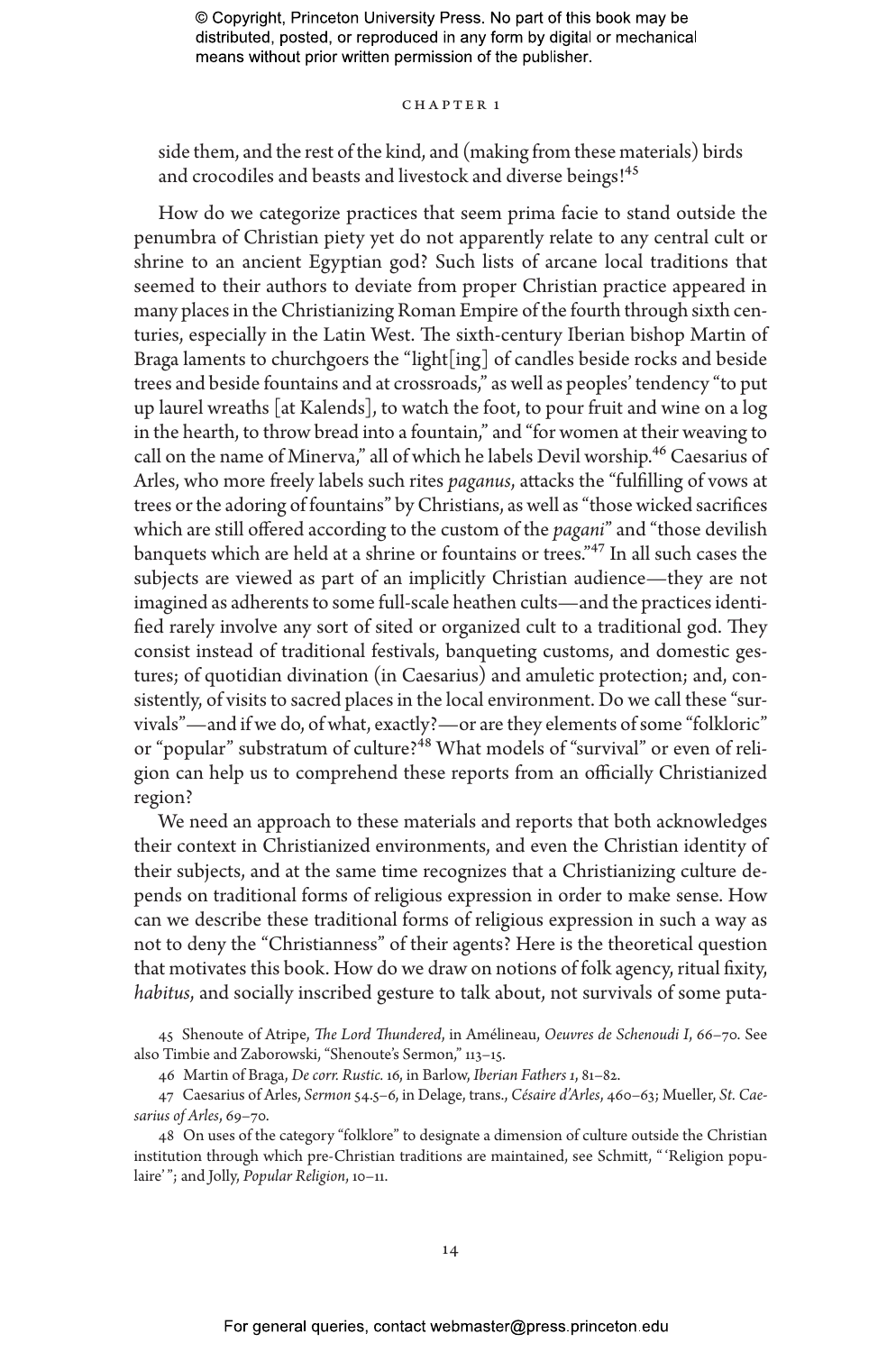side them, and the rest of the kind, and (making from these materials) birds and crocodiles and beasts and livestock and diverse beings![45]

How do we categorize practices that seem prima facie to stand outside the penumbra of Christian piety yet do not apparently relate to any central cult or shrine to an ancient Egyptian god? Such lists of arcane local traditions that seemed to their authors to deviate from proper Christian practice appeared in many places in the Christianizing Roman Empire of the fourth through sixth centuries, especially in the Latin West. The sixth-century Iberian bishop Martin of Braga laments to churchgoers the "light[ing] of candles beside rocks and beside trees and beside fountains and at crossroads," as well as peoples' tendency "to put up laurel wreaths [at Kalends], to watch the foot, to pour fruit and wine on a log in the hearth, to throw bread into a fountain," and "for women at their weaving to call on the name of Minerva," all of which he labels Devil worship.[46] Caesarius of Arles, who more freely labels such rites *paganus*, attacks the "fulfilling of vows at trees or the adoring of fountains" by Christians, as well as "those wicked sacrifices which are still offered according to the custom of the *pagani*" and "those devilish banquets which are held at a shrine or fountains or trees."[47] In all such cases the subjects are viewed as part of an implicitly Christian audience—they are not imagined as adherents to some full-scale heathen cults—and the practices identified rarely involve any sort of sited or organized cult to a traditional god. They consist instead of traditional festivals, banqueting customs, and domestic gestures; of quotidian divination (in Caesarius) and amuletic protection; and, consistently, of visits to sacred places in the local environment. Do we call these "survivals"—and if we do, of what, exactly?—or are they elements of some "folkloric" or "popular" substratum of culture?[48] What models of "survival" or even of religion can help us to comprehend these reports from an officially Christianized region?

We need an approach to these materials and reports that both acknowledges their context in Christianized environments, and even the Christian identity of their subjects, and at the same time recognizes that a Christianizing culture depends on traditional forms of religious expression in order to make sense. How can we describe these traditional forms of religious expression in such a way as not to deny the "Christianness" of their agents? Here is the theoretical question that motivates this book. How do we draw on notions of folk agency, ritual fixity, *habitus*, and socially inscribed gesture to talk about, not survivals of some puta-

45 Shenoute of Atripe, *The Lord Thundered*, in Amélineau, *Oeuvres de Schenoudi I*, 66–70. See also Timbie and Zaborowski, "Shenoute's Sermon," 113–15.

46 Martin of Braga, *De corr. Rustic.* 16, in Barlow, *Iberian Fathers 1*, 81–82.

47 Caesarius of Arles, *Sermon* 54.5–6, in Delage, trans., *Césaire d'Arles*, 460–63; Mueller, *St. Caesarius of Arles*, 69–70.

48 On uses of the category "folklore" to designate a dimension of culture outside the Christian institution through which pre-Christian traditions are maintained, see Schmitt, "'Religion populaire'"; and Jolly, *Popular Religion*, 10–11.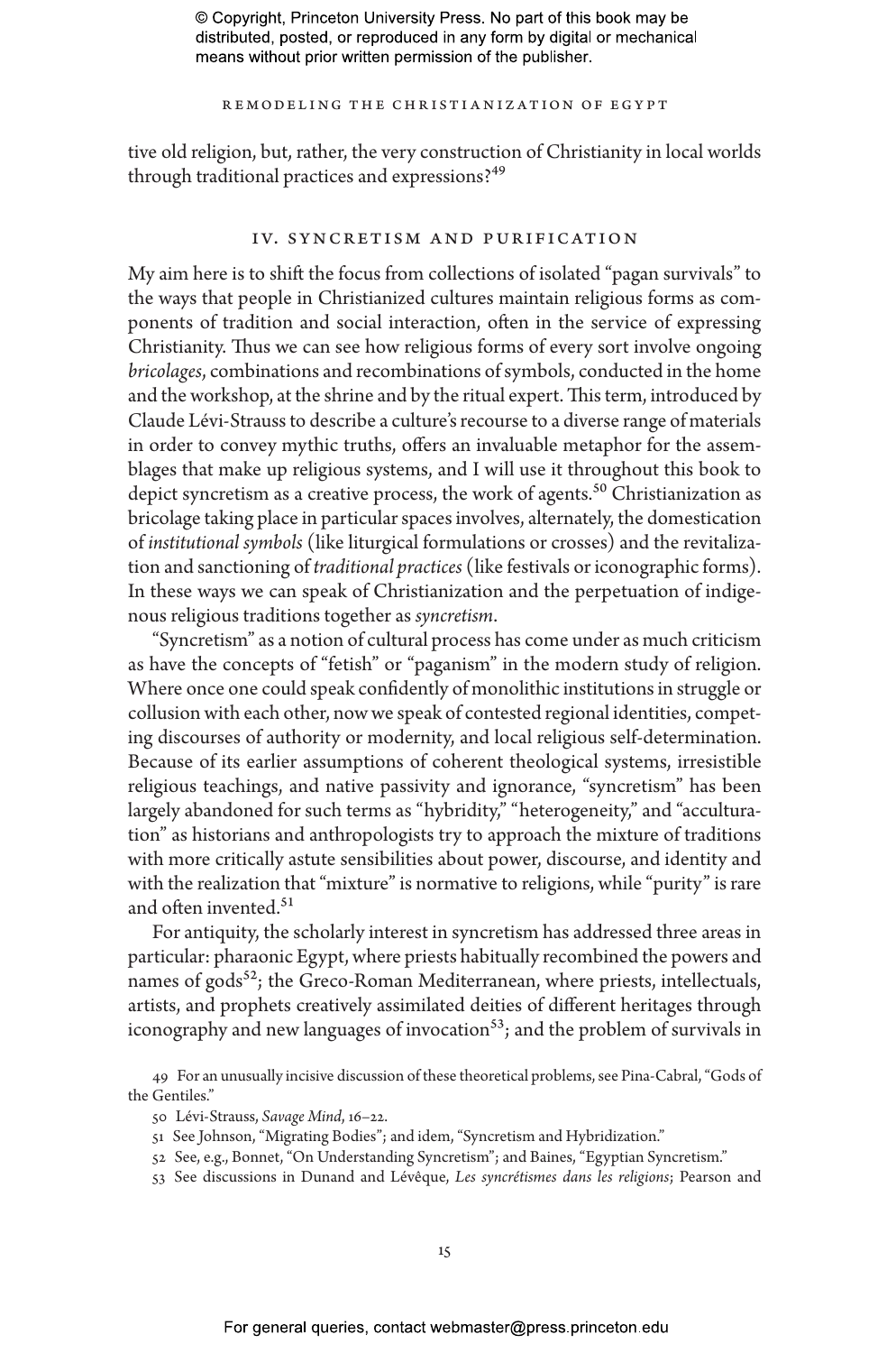tive old religion, but, rather, the very construction of Christianity in local worlds through traditional practices and expressions?[49]

## IV. Syncretism and Purification

My aim here is to shift the focus from collections of isolated "pagan survivals" to the ways that people in Christianized cultures maintain religious forms as components of tradition and social interaction, often in the service of expressing Christianity. Thus we can see how religious forms of every sort involve ongoing *bricolages*, combinations and recombinations of symbols, conducted in the home and the workshop, at the shrine and by the ritual expert. This term, introduced by Claude Lévi-Strauss to describe a culture's recourse to a diverse range of materials in order to convey mythic truths, offers an invaluable metaphor for the assemblages that make up religious systems, and I will use it throughout this book to depict syncretism as a creative process, the work of agents.[50] Christianization as bricolage taking place in particular spaces involves, alternately, the domestication of *institutional symbols* (like liturgical formulations or crosses) and the revitalization and sanctioning of *traditional practices* (like festivals or iconographic forms). In these ways we can speak of Christianization and the perpetuation of indigenous religious traditions together as *syncretism*.

"Syncretism" as a notion of cultural process has come under as much criticism as have the concepts of "fetish" or "paganism" in the modern study of religion. Where once one could speak confidently of monolithic institutions in struggle or collusion with each other, now we speak of contested regional identities, competing discourses of authority or modernity, and local religious self-determination. Because of its earlier assumptions of coherent theological systems, irresistible religious teachings, and native passivity and ignorance, "syncretism" has been largely abandoned for such terms as "hybridity," "heterogeneity," and "acculturation" as historians and anthropologists try to approach the mixture of traditions with more critically astute sensibilities about power, discourse, and identity and with the realization that "mixture" is normative to religions, while "purity" is rare and often invented.[51]

For antiquity, the scholarly interest in syncretism has addressed three areas in particular: pharaonic Egypt, where priests habitually recombined the powers and names of gods[52]; the Greco-Roman Mediterranean, where priests, intellectuals, artists, and prophets creatively assimilated deities of different heritages through iconography and new languages of invocation[53]; and the problem of survivals in

49 For an unusually incisive discussion of these theoretical problems, see Pina-Cabral, "Gods of the Gentiles."

50 Lévi-Strauss, *Savage Mind*, 16–22.

51 See Johnson, "Migrating Bodies"; and idem, "Syncretism and Hybridization."

52 See, e.g., Bonnet, "On Understanding Syncretism"; and Baines, "Egyptian Syncretism."

53 See discussions in Dunand and Lévêque, *Les syncrétismes dans les religions*; Pearson and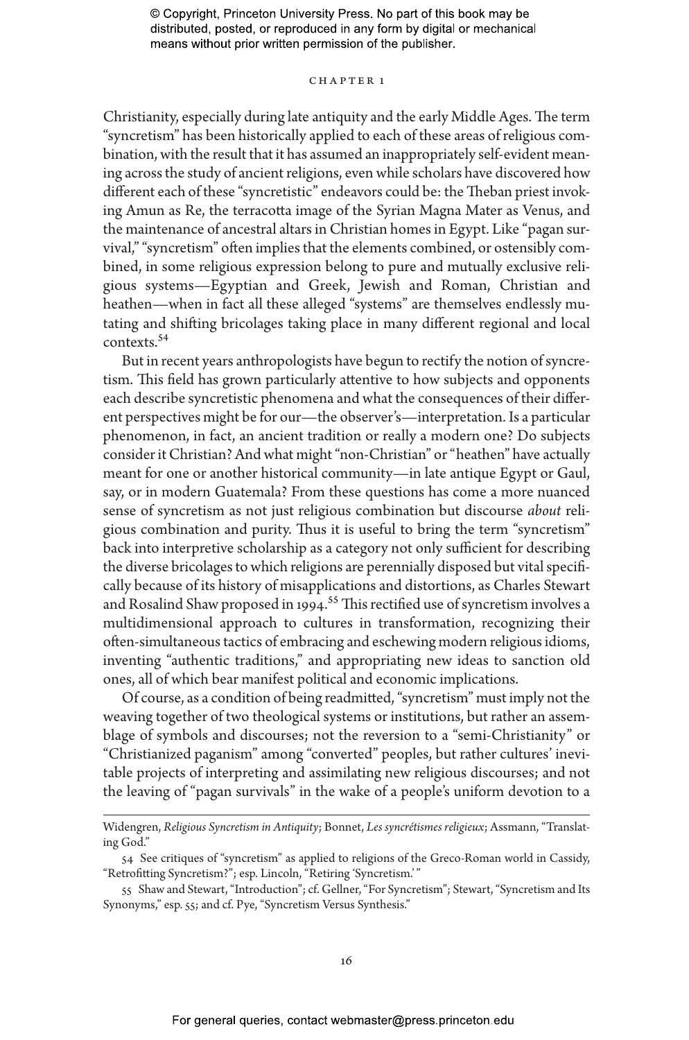Christianity, especially during late antiquity and the early Middle Ages. The term "syncretism" has been historically applied to each of these areas of religious combination, with the result that it has assumed an inappropriately self-evident meaning across the study of ancient religions, even while scholars have discovered how different each of these "syncretistic" endeavors could be: the Theban priest invoking Amun as Re, the terracotta image of the Syrian Magna Mater as Venus, and the maintenance of ancestral altars in Christian homes in Egypt. Like "pagan survival," "syncretism" often implies that the elements combined, or ostensibly combined, in some religious expression belong to pure and mutually exclusive religious systems—Egyptian and Greek, Jewish and Roman, Christian and heathen—when in fact all these alleged "systems" are themselves endlessly mutating and shifting bricolages taking place in many different regional and local contexts.[54]

But in recent years anthropologists have begun to rectify the notion of syncretism. This field has grown particularly attentive to how subjects and opponents each describe syncretistic phenomena and what the consequences of their different perspectives might be for our—the observer's—interpretation. Is a particular phenomenon, in fact, an ancient tradition or really a modern one? Do subjects consider it Christian? And what might "non-Christian" or "heathen" have actually meant for one or another historical community—in late antique Egypt or Gaul, say, or in modern Guatemala? From these questions has come a more nuanced sense of syncretism as not just religious combination but discourse *about* religious combination and purity. Thus it is useful to bring the term "syncretism" back into interpretive scholarship as a category not only sufficient for describing the diverse bricolages to which religions are perennially disposed but vital specifically because of its history of misapplications and distortions, as Charles Stewart and Rosalind Shaw proposed in 1994.[55] This rectified use of syncretism involves a multidimensional approach to cultures in transformation, recognizing their often-simultaneous tactics of embracing and eschewing modern religious idioms, inventing "authentic traditions," and appropriating new ideas to sanction old ones, all of which bear manifest political and economic implications.

Of course, as a condition of being readmitted, "syncretism" must imply not the weaving together of two theological systems or institutions, but rather an assemblage of symbols and discourses; not the reversion to a "semi-Christianity" or "Christianized paganism" among "converted" peoples, but rather cultures' inevitable projects of interpreting and assimilating new religious discourses; and not the leaving of "pagan survivals" in the wake of a people's uniform devotion to a

---

Widengren, *Religious Syncretism in Antiquity*; Bonnet, *Les syncrétismes religieux*; Assmann, "Translating God."

54 See critiques of "syncretism" as applied to religions of the Greco-Roman world in Cassidy, "Retrofitting Syncretism?"; esp. Lincoln, "Retiring 'Syncretism.'"

55 Shaw and Stewart, "Introduction"; cf. Gellner, "For Syncretism"; Stewart, "Syncretism and Its Synonyms," esp. 55; and cf. Pye, "Syncretism Versus Synthesis."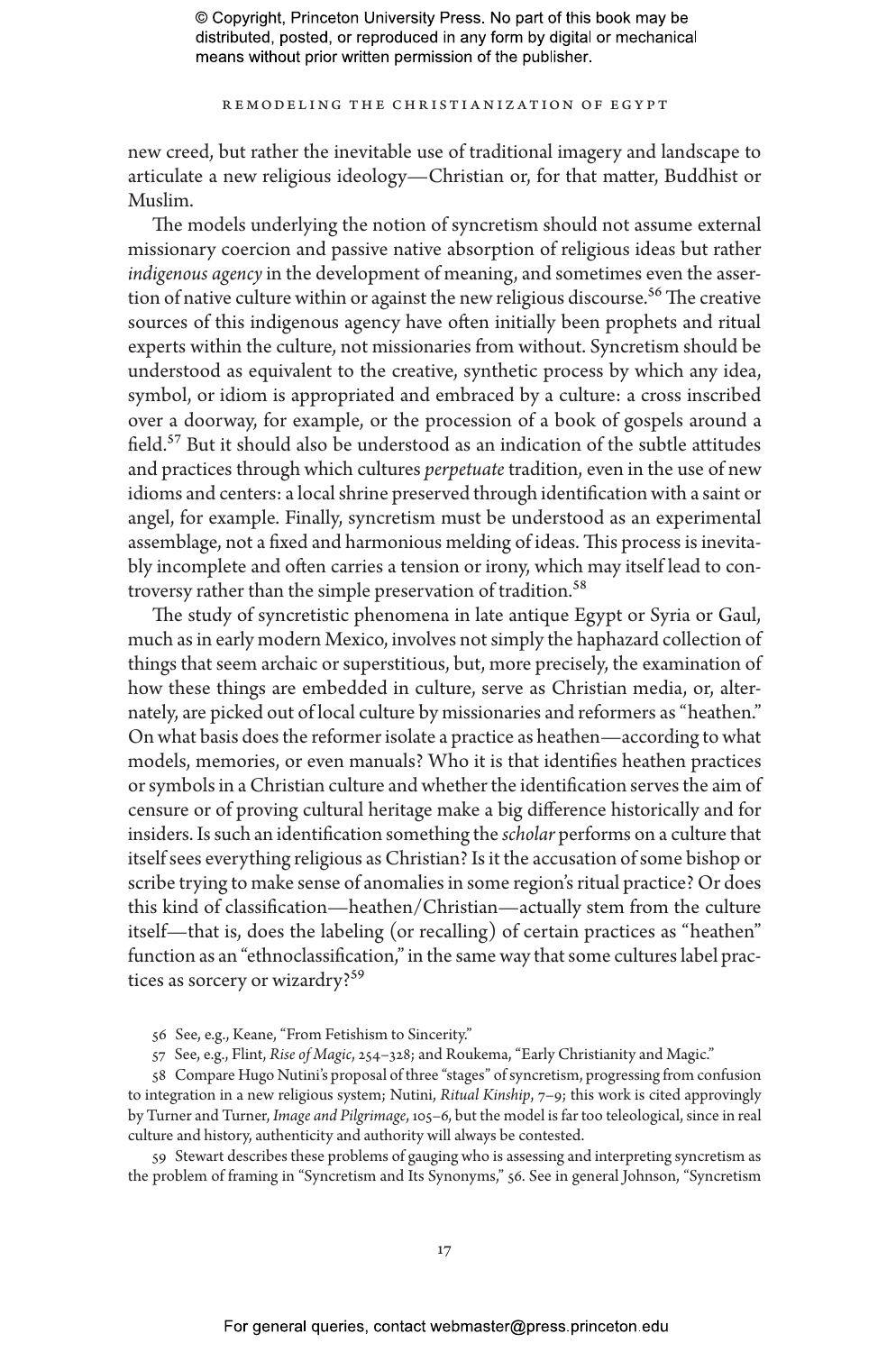new creed, but rather the inevitable use of traditional imagery and landscape to articulate a new religious ideology—Christian or, for that matter, Buddhist or Muslim.

The models underlying the notion of syncretism should not assume external missionary coercion and passive native absorption of religious ideas but rather *indigenous agency* in the development of meaning, and sometimes even the assertion of native culture within or against the new religious discourse.[56] The creative sources of this indigenous agency have often initially been prophets and ritual experts within the culture, not missionaries from without. Syncretism should be understood as equivalent to the creative, synthetic process by which any idea, symbol, or idiom is appropriated and embraced by a culture: a cross inscribed over a doorway, for example, or the procession of a book of gospels around a field.[57] But it should also be understood as an indication of the subtle attitudes and practices through which cultures *perpetuate* tradition, even in the use of new idioms and centers: a local shrine preserved through identification with a saint or angel, for example. Finally, syncretism must be understood as an experimental assemblage, not a fixed and harmonious melding of ideas. This process is inevitably incomplete and often carries a tension or irony, which may itself lead to controversy rather than the simple preservation of tradition.[58]

The study of syncretistic phenomena in late antique Egypt or Syria or Gaul, much as in early modern Mexico, involves not simply the haphazard collection of things that seem archaic or superstitious, but, more precisely, the examination of how these things are embedded in culture, serve as Christian media, or, alternately, are picked out of local culture by missionaries and reformers as "heathen." On what basis does the reformer isolate a practice as heathen—according to what models, memories, or even manuals? Who it is that identifies heathen practices or symbols in a Christian culture and whether the identification serves the aim of censure or of proving cultural heritage make a big difference historically and for insiders. Is such an identification something the *scholar* performs on a culture that itself sees everything religious as Christian? Is it the accusation of some bishop or scribe trying to make sense of anomalies in some region's ritual practice? Or does this kind of classification—heathen/Christian—actually stem from the culture itself—that is, does the labeling (or recalling) of certain practices as "heathen" function as an "ethnoclassification," in the same way that some cultures label practices as sorcery or wizardry?[59]

56 See, e.g., Keane, "From Fetishism to Sincerity."

57 See, e.g., Flint, *Rise of Magic*, 254–328; and Roukema, "Early Christianity and Magic."

58 Compare Hugo Nutini's proposal of three "stages" of syncretism, progressing from confusion to integration in a new religious system; Nutini, *Ritual Kinship*, 7–9; this work is cited approvingly by Turner and Turner, *Image and Pilgrimage*, 105–6, but the model is far too teleological, since in real culture and history, authenticity and authority will always be contested.

59 Stewart describes these problems of gauging who is assessing and interpreting syncretism as the problem of framing in "Syncretism and Its Synonyms," 56. See in general Johnson, "Syncretism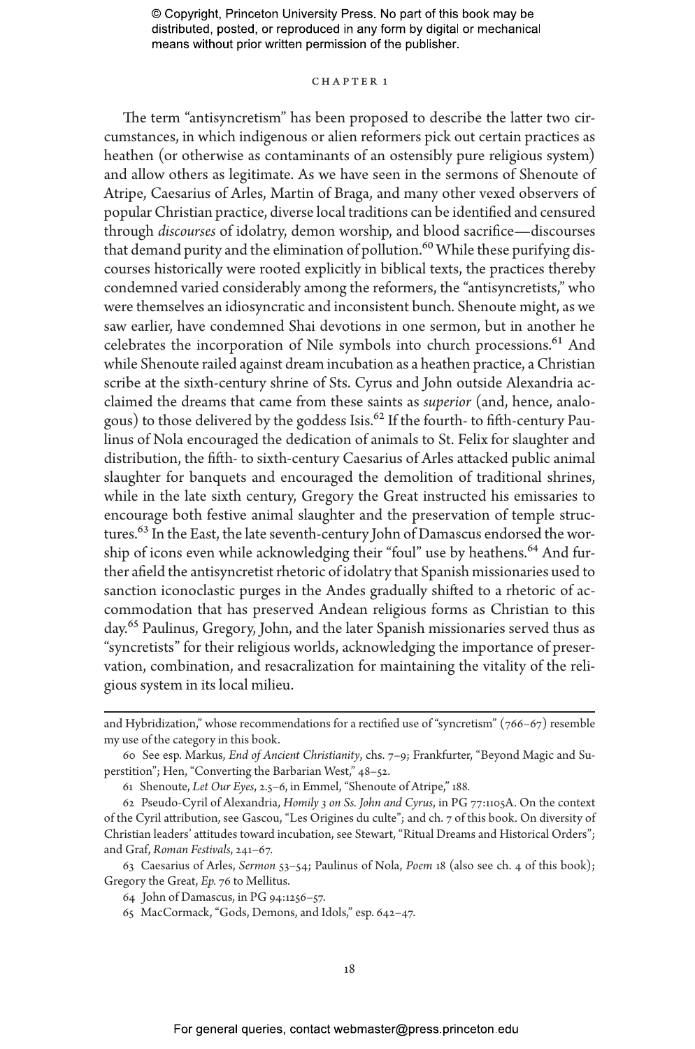The term "antisyncretism" has been proposed to describe the latter two circumstances, in which indigenous or alien reformers pick out certain practices as heathen (or otherwise as contaminants of an ostensibly pure religious system) and allow others as legitimate. As we have seen in the sermons of Shenoute of Atripe, Caesarius of Arles, Martin of Braga, and many other vexed observers of popular Christian practice, diverse local traditions can be identified and censured through *discourses* of idolatry, demon worship, and blood sacrifice—discourses that demand purity and the elimination of pollution.[60] While these purifying discourses historically were rooted explicitly in biblical texts, the practices thereby condemned varied considerably among the reformers, the "antisyncretists," who were themselves an idiosyncratic and inconsistent bunch. Shenoute might, as we saw earlier, have condemned Shai devotions in one sermon, but in another he celebrates the incorporation of Nile symbols into church processions.[61] And while Shenoute railed against dream incubation as a heathen practice, a Christian scribe at the sixth-century shrine of Sts. Cyrus and John outside Alexandria acclaimed the dreams that came from these saints as *superior* (and, hence, analogous) to those delivered by the goddess Isis.[62] If the fourth- to fifth-century Paulinus of Nola encouraged the dedication of animals to St. Felix for slaughter and distribution, the fifth- to sixth-century Caesarius of Arles attacked public animal slaughter for banquets and encouraged the demolition of traditional shrines, while in the late sixth century, Gregory the Great instructed his emissaries to encourage both festive animal slaughter and the preservation of temple structures.[63] In the East, the late seventh-century John of Damascus endorsed the worship of icons even while acknowledging their "foul" use by heathens.[64] And further afield the antisyncretist rhetoric of idolatry that Spanish missionaries used to sanction iconoclastic purges in the Andes gradually shifted to a rhetoric of accommodation that has preserved Andean religious forms as Christian to this day.[65] Paulinus, Gregory, John, and the later Spanish missionaries served thus as "syncretists" for their religious worlds, acknowledging the importance of preservation, combination, and resacralization for maintaining the vitality of the religious system in its local milieu.

---

and Hybridization," whose recommendations for a rectified use of "syncretism" (766–67) resemble my use of the category in this book.

60 See esp. Markus, *End of Ancient Christianity*, chs. 7–9; Frankfurter, "Beyond Magic and Superstition"; Hen, "Converting the Barbarian West," 48–52.

61 Shenoute, *Let Our Eyes*, 2.5–6, in Emmel, "Shenoute of Atripe," 188.

62 Pseudo-Cyril of Alexandria, *Homily 3 on Ss. John and Cyrus*, in PG 77:1105A. On the context of the Cyril attribution, see Gascou, "Les Origines du culte"; and ch. 7 of this book. On diversity of Christian leaders' attitudes toward incubation, see Stewart, "Ritual Dreams and Historical Orders"; and Graf, *Roman Festivals*, 241–67.

63 Caesarius of Arles, *Sermon* 53–54; Paulinus of Nola, *Poem* 18 (also see ch. 4 of this book); Gregory the Great, *Ep.* 76 to Mellitus.

64 John of Damascus, in PG 94:1256–57.

65 MacCormack, "Gods, Demons, and Idols," esp. 642–47.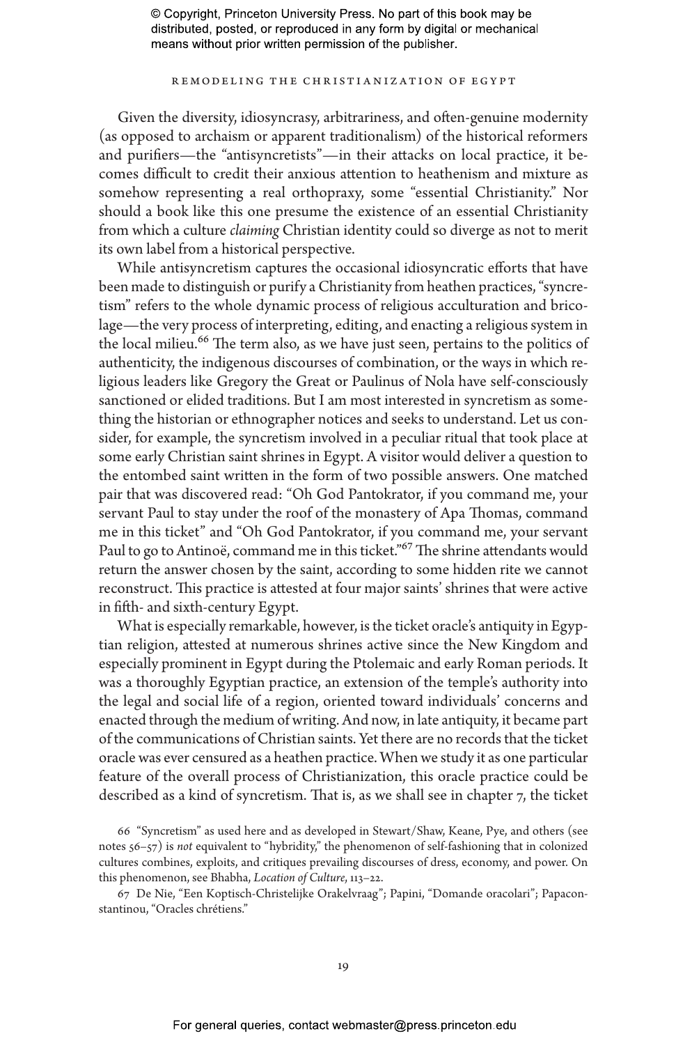Given the diversity, idiosyncrasy, arbitrariness, and often-genuine modernity (as opposed to archaism or apparent traditionalism) of the historical reformers and purifiers—the "antisyncretists"—in their attacks on local practice, it becomes difficult to credit their anxious attention to heathenism and mixture as somehow representing a real orthopraxy, some "essential Christianity." Nor should a book like this one presume the existence of an essential Christianity from which a culture *claiming* Christian identity could so diverge as not to merit its own label from a historical perspective.

While antisyncretism captures the occasional idiosyncratic efforts that have been made to distinguish or purify a Christianity from heathen practices, "syncretism" refers to the whole dynamic process of religious acculturation and bricolage—the very process of interpreting, editing, and enacting a religious system in the local milieu.[66] The term also, as we have just seen, pertains to the politics of authenticity, the indigenous discourses of combination, or the ways in which religious leaders like Gregory the Great or Paulinus of Nola have self-consciously sanctioned or elided traditions. But I am most interested in syncretism as something the historian or ethnographer notices and seeks to understand. Let us consider, for example, the syncretism involved in a peculiar ritual that took place at some early Christian saint shrines in Egypt. A visitor would deliver a question to the entombed saint written in the form of two possible answers. One matched pair that was discovered read: "Oh God Pantokrator, if you command me, your servant Paul to stay under the roof of the monastery of Apa Thomas, command me in this ticket" and "Oh God Pantokrator, if you command me, your servant Paul to go to Antinoë, command me in this ticket."[67] The shrine attendants would return the answer chosen by the saint, according to some hidden rite we cannot reconstruct. This practice is attested at four major saints' shrines that were active in fifth- and sixth-century Egypt.

What is especially remarkable, however, is the ticket oracle's antiquity in Egyptian religion, attested at numerous shrines active since the New Kingdom and especially prominent in Egypt during the Ptolemaic and early Roman periods. It was a thoroughly Egyptian practice, an extension of the temple's authority into the legal and social life of a region, oriented toward individuals' concerns and enacted through the medium of writing. And now, in late antiquity, it became part of the communications of Christian saints. Yet there are no records that the ticket oracle was ever censured as a heathen practice. When we study it as one particular feature of the overall process of Christianization, this oracle practice could be described as a kind of syncretism. That is, as we shall see in chapter 7, the ticket

66 "Syncretism" as used here and as developed in Stewart/Shaw, Keane, Pye, and others (see notes 56–57) is *not* equivalent to "hybridity," the phenomenon of self-fashioning that in colonized cultures combines, exploits, and critiques prevailing discourses of dress, economy, and power. On this phenomenon, see Bhabha, *Location of Culture*, 113–22.

67 De Nie, "Een Koptisch-Christelijke Orakelvraag"; Papini, "Domande oracolari"; Papaconstantinou, "Oracles chrétiens."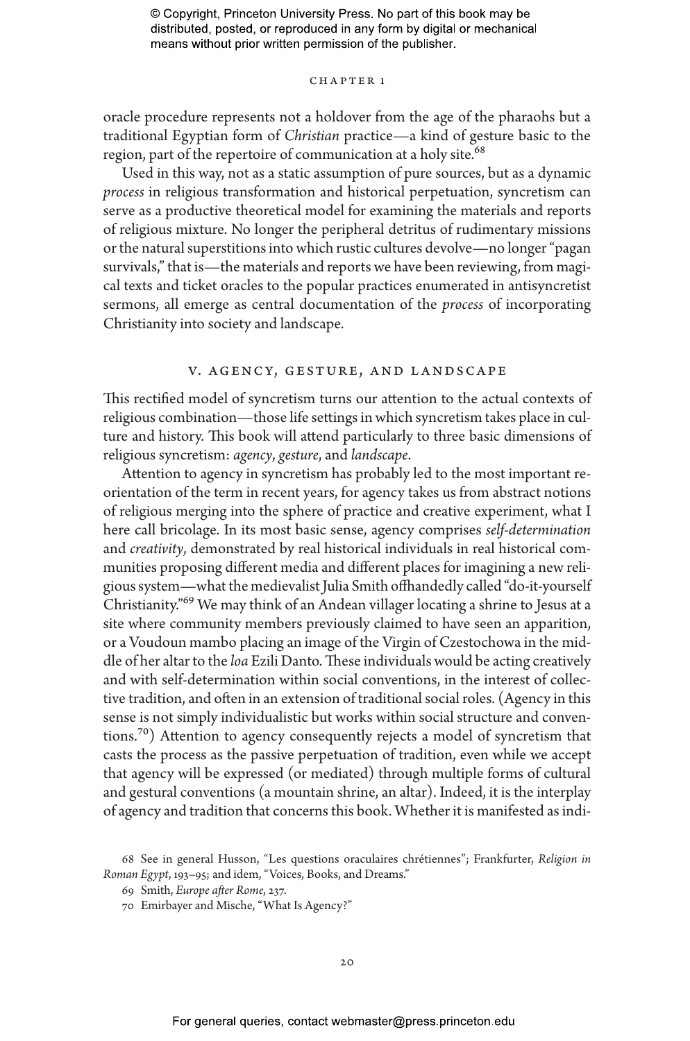oracle procedure represents not a holdover from the age of the pharaohs but a traditional Egyptian form of *Christian* practice—a kind of gesture basic to the region, part of the repertoire of communication at a holy site.[68]

Used in this way, not as a static assumption of pure sources, but as a dynamic *process* in religious transformation and historical perpetuation, syncretism can serve as a productive theoretical model for examining the materials and reports of religious mixture. No longer the peripheral detritus of rudimentary missions or the natural superstitions into which rustic cultures devolve—no longer "pagan survivals," that is—the materials and reports we have been reviewing, from magical texts and ticket oracles to the popular practices enumerated in antisyncretist sermons, all emerge as central documentation of the *process* of incorporating Christianity into society and landscape.

## V. Agency, Gesture, and Landscape

This rectified model of syncretism turns our attention to the actual contexts of religious combination—those life settings in which syncretism takes place in culture and history. This book will attend particularly to three basic dimensions of religious syncretism: *agency*, *gesture*, and *landscape*.

Attention to agency in syncretism has probably led to the most important reorientation of the term in recent years, for agency takes us from abstract notions of religious merging into the sphere of practice and creative experiment, what I here call bricolage. In its most basic sense, agency comprises *self-determination* and *creativity*, demonstrated by real historical individuals in real historical communities proposing different media and different places for imagining a new religious system—what the medievalist Julia Smith offhandedly called "do-it-yourself Christianity."[69] We may think of an Andean villager locating a shrine to Jesus at a site where community members previously claimed to have seen an apparition, or a Voudoun mambo placing an image of the Virgin of Czestochowa in the middle of her altar to the *loa* Ezili Danto. These individuals would be acting creatively and with self-determination within social conventions, in the interest of collective tradition, and often in an extension of traditional social roles. (Agency in this sense is not simply individualistic but works within social structure and conventions.[70]) Attention to agency consequently rejects a model of syncretism that casts the process as the passive perpetuation of tradition, even while we accept that agency will be expressed (or mediated) through multiple forms of cultural and gestural conventions (a mountain shrine, an altar). Indeed, it is the interplay of agency and tradition that concerns this book. Whether it is manifested as indi-

68 See in general Husson, "Les questions oraculaires chrétiennes"; Frankfurter, *Religion in Roman Egypt*, 193–95; and idem, "Voices, Books, and Dreams."

69 Smith, *Europe after Rome*, 237.

70 Emirbayer and Mische, "What Is Agency?"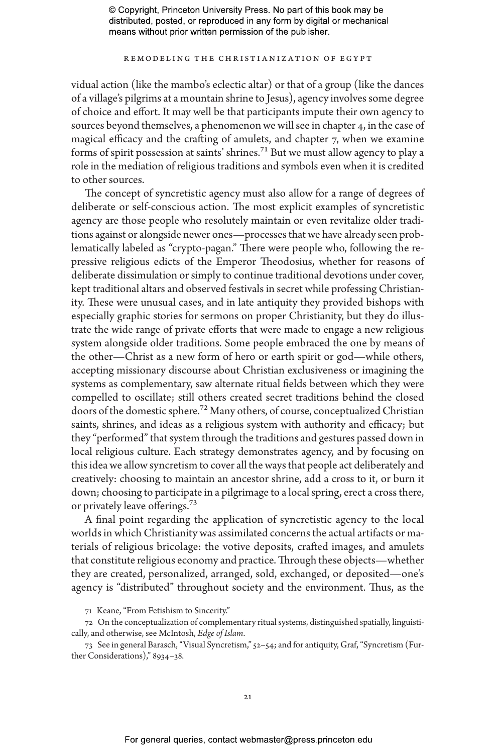vidual action (like the mambo's eclectic altar) or that of a group (like the dances of a village's pilgrims at a mountain shrine to Jesus), agency involves some degree of choice and effort. It may well be that participants impute their own agency to sources beyond themselves, a phenomenon we will see in chapter 4, in the case of magical efficacy and the crafting of amulets, and chapter 7, when we examine forms of spirit possession at saints' shrines.[71] But we must allow agency to play a role in the mediation of religious traditions and symbols even when it is credited to other sources.

The concept of syncretistic agency must also allow for a range of degrees of deliberate or self-conscious action. The most explicit examples of syncretistic agency are those people who resolutely maintain or even revitalize older traditions against or alongside newer ones—processes that we have already seen problematically labeled as "crypto-pagan." There were people who, following the repressive religious edicts of the Emperor Theodosius, whether for reasons of deliberate dissimulation or simply to continue traditional devotions under cover, kept traditional altars and observed festivals in secret while professing Christianity. These were unusual cases, and in late antiquity they provided bishops with especially graphic stories for sermons on proper Christianity, but they do illustrate the wide range of private efforts that were made to engage a new religious system alongside older traditions. Some people embraced the one by means of the other—Christ as a new form of hero or earth spirit or god—while others, accepting missionary discourse about Christian exclusiveness or imagining the systems as complementary, saw alternate ritual fields between which they were compelled to oscillate; still others created secret traditions behind the closed doors of the domestic sphere.[72] Many others, of course, conceptualized Christian saints, shrines, and ideas as a religious system with authority and efficacy; but they "performed" that system through the traditions and gestures passed down in local religious culture. Each strategy demonstrates agency, and by focusing on this idea we allow syncretism to cover all the ways that people act deliberately and creatively: choosing to maintain an ancestor shrine, add a cross to it, or burn it down; choosing to participate in a pilgrimage to a local spring, erect a cross there, or privately leave offerings.[73]

A final point regarding the application of syncretistic agency to the local worlds in which Christianity was assimilated concerns the actual artifacts or materials of religious bricolage: the votive deposits, crafted images, and amulets that constitute religious economy and practice. Through these objects—whether they are created, personalized, arranged, sold, exchanged, or deposited—one's agency is "distributed" throughout society and the environment. Thus, as the

71 Keane, "From Fetishism to Sincerity."

72 On the conceptualization of complementary ritual systems, distinguished spatially, linguistically, and otherwise, see McIntosh, *Edge of Islam*.

73 See in general Barasch, "Visual Syncretism," 52–54; and for antiquity, Graf, "Syncretism (Further Considerations)," 8934–38.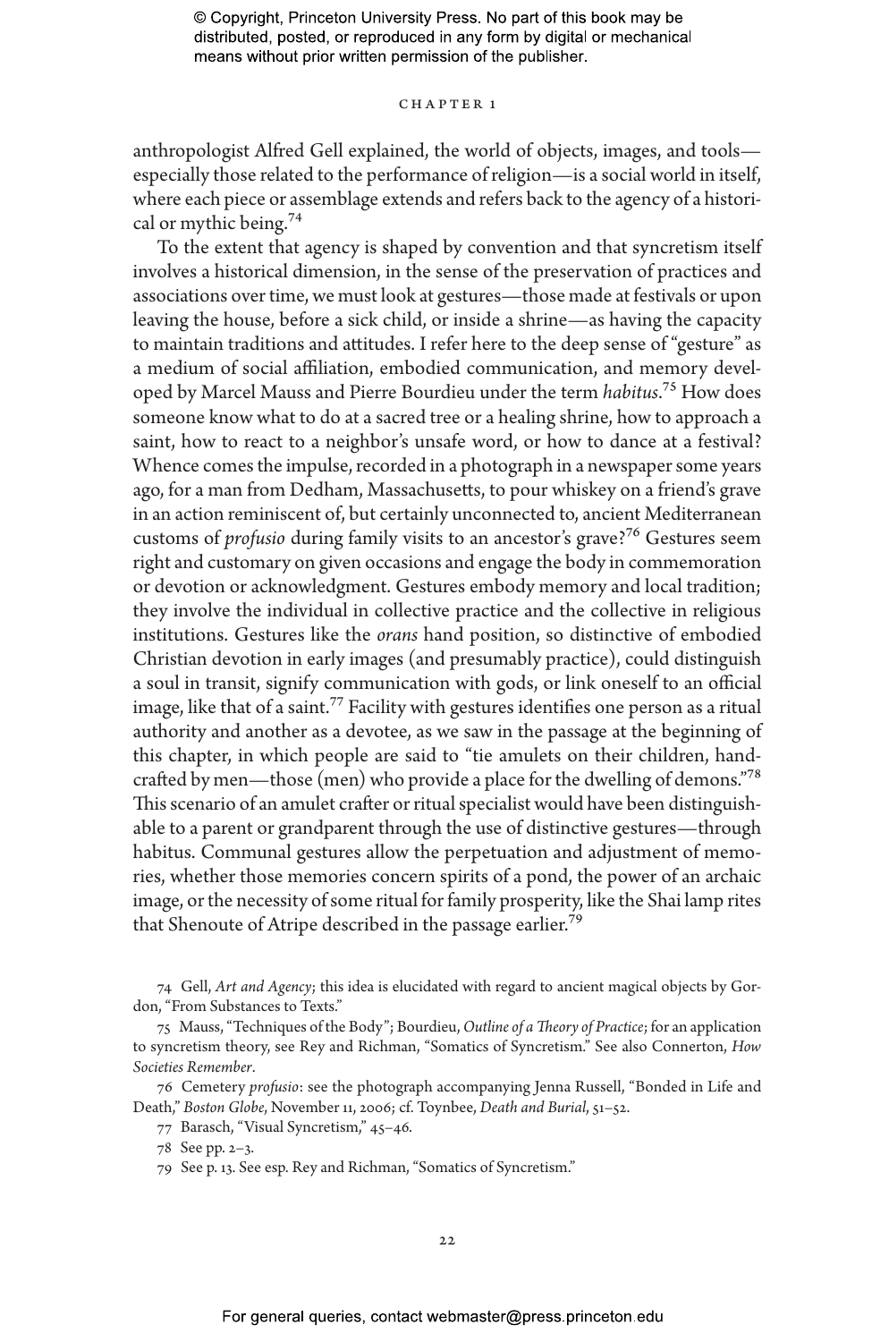anthropologist Alfred Gell explained, the world of objects, images, and tools—especially those related to the performance of religion—is a social world in itself, where each piece or assemblage extends and refers back to the agency of a historical or mythic being.[74]

To the extent that agency is shaped by convention and that syncretism itself involves a historical dimension, in the sense of the preservation of practices and associations over time, we must look at gestures—those made at festivals or upon leaving the house, before a sick child, or inside a shrine—as having the capacity to maintain traditions and attitudes. I refer here to the deep sense of "gesture" as a medium of social affiliation, embodied communication, and memory developed by Marcel Mauss and Pierre Bourdieu under the term *habitus*.[75] How does someone know what to do at a sacred tree or a healing shrine, how to approach a saint, how to react to a neighbor's unsafe word, or how to dance at a festival? Whence comes the impulse, recorded in a photograph in a newspaper some years ago, for a man from Dedham, Massachusetts, to pour whiskey on a friend's grave in an action reminiscent of, but certainly unconnected to, ancient Mediterranean customs of *profusio* during family visits to an ancestor's grave?[76] Gestures seem right and customary on given occasions and engage the body in commemoration or devotion or acknowledgment. Gestures embody memory and local tradition; they involve the individual in collective practice and the collective in religious institutions. Gestures like the *orans* hand position, so distinctive of embodied Christian devotion in early images (and presumably practice), could distinguish a soul in transit, signify communication with gods, or link oneself to an official image, like that of a saint.[77] Facility with gestures identifies one person as a ritual authority and another as a devotee, as we saw in the passage at the beginning of this chapter, in which people are said to "tie amulets on their children, handcrafted by men—those (men) who provide a place for the dwelling of demons."[78] This scenario of an amulet crafter or ritual specialist would have been distinguishable to a parent or grandparent through the use of distinctive gestures—through habitus. Communal gestures allow the perpetuation and adjustment of memories, whether those memories concern spirits of a pond, the power of an archaic image, or the necessity of some ritual for family prosperity, like the Shai lamp rites that Shenoute of Atripe described in the passage earlier.[79]

74 Gell, *Art and Agency*; this idea is elucidated with regard to ancient magical objects by Gordon, "From Substances to Texts."

75 Mauss, "Techniques of the Body"; Bourdieu, *Outline of a Theory of Practice*; for an application to syncretism theory, see Rey and Richman, "Somatics of Syncretism." See also Connerton, *How Societies Remember*.

76 Cemetery *profusio*: see the photograph accompanying Jenna Russell, "Bonded in Life and Death," *Boston Globe*, November 11, 2006; cf. Toynbee, *Death and Burial*, 51–52.

77 Barasch, "Visual Syncretism," 45–46.

78 See pp. 2–3.

79 See p. 13. See esp. Rey and Richman, "Somatics of Syncretism."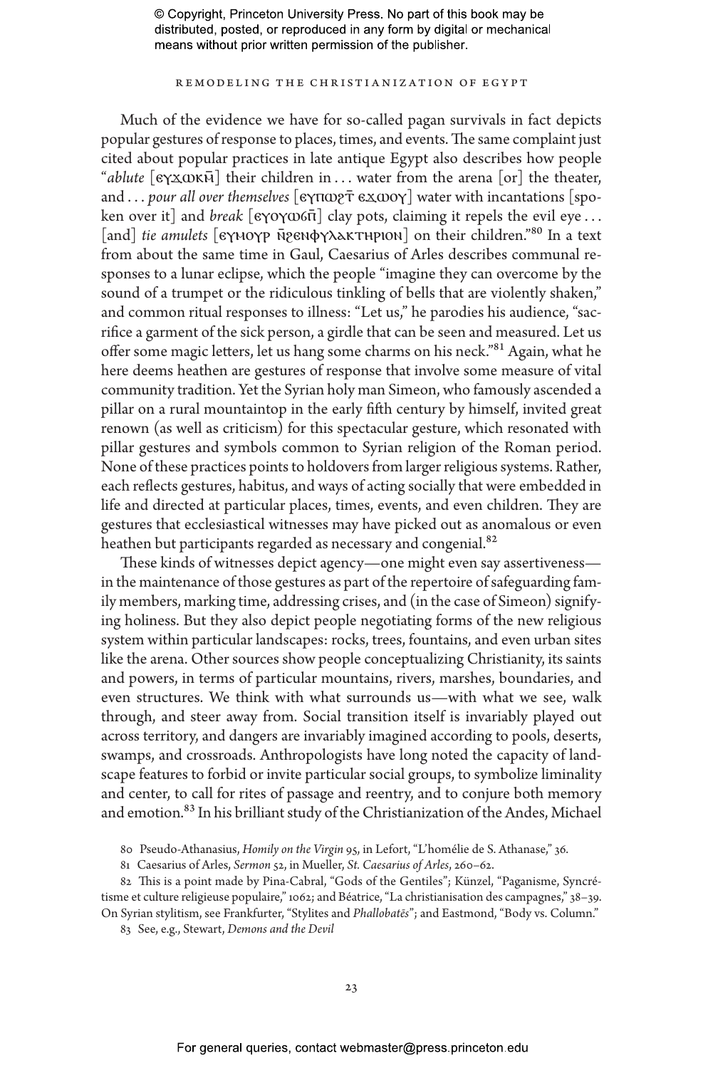Much of the evidence we have for so-called pagan survivals in fact depicts popular gestures of response to places, times, and events. The same complaint just cited about popular practices in late antique Egypt also describes how people "*ablute* [ⲉⲩϫⲱⲕⲙ̄] their children in . . . water from the arena [or] the theater, and . . . *pour all over themselves* [ⲉⲩⲡⲱϩⲧ̄ ⲉϫⲱⲟⲩ] water with incantations [spoken over it] and *break* [ⲉⲩⲟⲩⲱϭⲡ̄] clay pots, claiming it repels the evil eye . . . [and] *tie amulets* [ⲉⲩⲙⲟⲩⲣ ⲛ̄ϩⲉⲛⲫⲩⲗⲁⲕⲧⲏⲣⲓⲟⲛ] on their children."[80] In a text from about the same time in Gaul, Caesarius of Arles describes communal responses to a lunar eclipse, which the people "imagine they can overcome by the sound of a trumpet or the ridiculous tinkling of bells that are violently shaken," and common ritual responses to illness: "Let us," he parodies his audience, "sacrifice a garment of the sick person, a girdle that can be seen and measured. Let us offer some magic letters, let us hang some charms on his neck."[81] Again, what he here deems heathen are gestures of response that involve some measure of vital community tradition. Yet the Syrian holy man Simeon, who famously ascended a pillar on a rural mountaintop in the early fifth century by himself, invited great renown (as well as criticism) for this spectacular gesture, which resonated with pillar gestures and symbols common to Syrian religion of the Roman period. None of these practices points to holdovers from larger religious systems. Rather, each reflects gestures, habitus, and ways of acting socially that were embedded in life and directed at particular places, times, events, and even children. They are gestures that ecclesiastical witnesses may have picked out as anomalous or even heathen but participants regarded as necessary and congenial.[82]

These kinds of witnesses depict agency—one might even say assertiveness—in the maintenance of those gestures as part of the repertoire of safeguarding family members, marking time, addressing crises, and (in the case of Simeon) signifying holiness. But they also depict people negotiating forms of the new religious system within particular landscapes: rocks, trees, fountains, and even urban sites like the arena. Other sources show people conceptualizing Christianity, its saints and powers, in terms of particular mountains, rivers, marshes, boundaries, and even structures. We think with what surrounds us—with what we see, walk through, and steer away from. Social transition itself is invariably played out across territory, and dangers are invariably imagined according to pools, deserts, swamps, and crossroads. Anthropologists have long noted the capacity of landscape features to forbid or invite particular social groups, to symbolize liminality and center, to call for rites of passage and reentry, and to conjure both memory and emotion.[83] In his brilliant study of the Christianization of the Andes, Michael

80 Pseudo-Athanasius, *Homily on the Virgin* 95, in Lefort, "L'homélie de S. Athanase," 36.

81 Caesarius of Arles, *Sermon* 52, in Mueller, *St. Caesarius of Arles*, 260–62.

82 This is a point made by Pina-Cabral, "Gods of the Gentiles"; Künzel, "Paganisme, Syncrétisme et culture religieuse populaire," 1062; and Béatrice, "La christianisation des campagnes," 38–39. On Syrian stylitism, see Frankfurter, "Stylites and *Phallobatēs*"; and Eastmond, "Body vs. Column."

83 See, e.g., Stewart, *Demons and the Devil*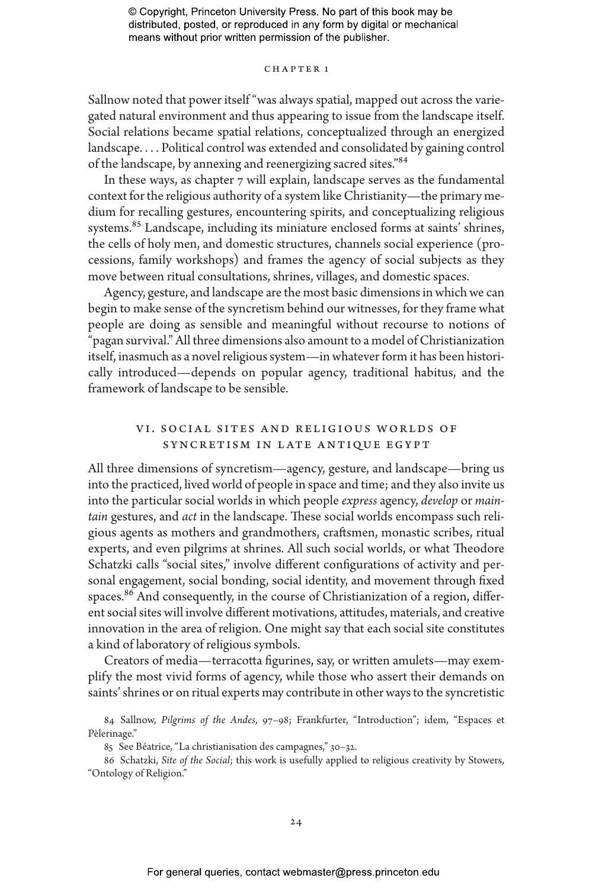Sallnow noted that power itself "was always spatial, mapped out across the variegated natural environment and thus appearing to issue from the landscape itself. Social relations became spatial relations, conceptualized through an energized landscape. . . . Political control was extended and consolidated by gaining control of the landscape, by annexing and reenergizing sacred sites."[84]

In these ways, as chapter 7 will explain, landscape serves as the fundamental context for the religious authority of a system like Christianity—the primary medium for recalling gestures, encountering spirits, and conceptualizing religious systems.[85] Landscape, including its miniature enclosed forms at saints' shrines, the cells of holy men, and domestic structures, channels social experience (processions, family workshops) and frames the agency of social subjects as they move between ritual consultations, shrines, villages, and domestic spaces.

Agency, gesture, and landscape are the most basic dimensions in which we can begin to make sense of the syncretism behind our witnesses, for they frame what people are doing as sensible and meaningful without recourse to notions of "pagan survival." All three dimensions also amount to a model of Christianization itself, inasmuch as a novel religious system—in whatever form it has been historically introduced—depends on popular agency, traditional habitus, and the framework of landscape to be sensible.

## VI. Social Sites and Religious Worlds of Syncretism in Late Antique Egypt

All three dimensions of syncretism—agency, gesture, and landscape—bring us into the practiced, lived world of people in space and time; and they also invite us into the particular social worlds in which people *express* agency, *develop* or *maintain* gestures, and *act* in the landscape. These social worlds encompass such religious agents as mothers and grandmothers, craftsmen, monastic scribes, ritual experts, and even pilgrims at shrines. All such social worlds, or what Theodore Schatzki calls "social sites," involve different configurations of activity and personal engagement, social bonding, social identity, and movement through fixed spaces.[86] And consequently, in the course of Christianization of a region, different social sites will involve different motivations, attitudes, materials, and creative innovation in the area of religion. One might say that each social site constitutes a kind of laboratory of religious symbols.

Creators of media—terracotta figurines, say, or written amulets—may exemplify the most vivid forms of agency, while those who assert their demands on saints' shrines or on ritual experts may contribute in other ways to the syncretistic

84 Sallnow, *Pilgrims of the Andes*, 97–98; Frankfurter, "Introduction"; idem, "Espaces et Pèlerinage."

85 See Béatrice, "La christianisation des campagnes," 30–32.

86 Schatzki, *Site of the Social*; this work is usefully applied to religious creativity by Stowers, "Ontology of Religion."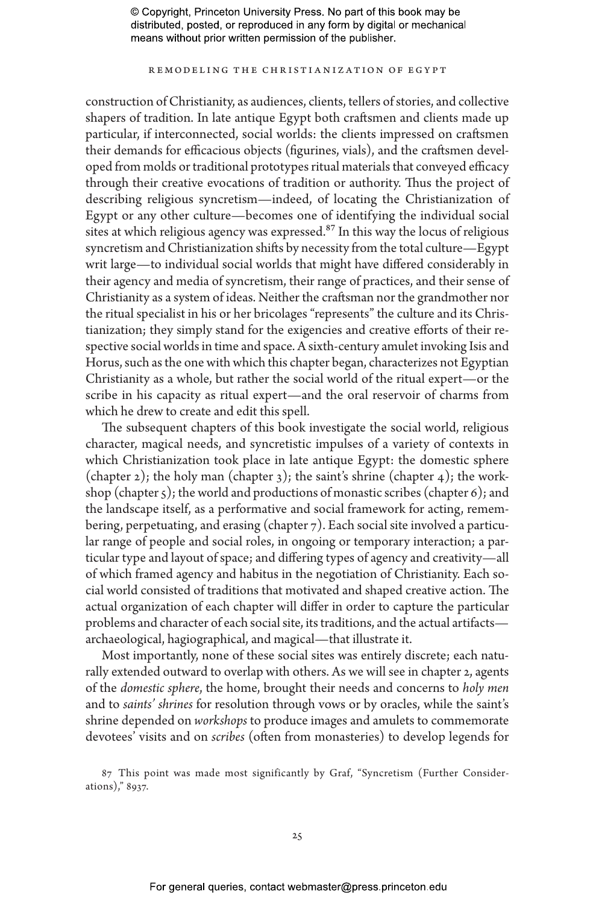construction of Christianity, as audiences, clients, tellers of stories, and collective shapers of tradition. In late antique Egypt both craftsmen and clients made up particular, if interconnected, social worlds: the clients impressed on craftsmen their demands for efficacious objects (figurines, vials), and the craftsmen developed from molds or traditional prototypes ritual materials that conveyed efficacy through their creative evocations of tradition or authority. Thus the project of describing religious syncretism—indeed, of locating the Christianization of Egypt or any other culture—becomes one of identifying the individual social sites at which religious agency was expressed.[87] In this way the locus of religious syncretism and Christianization shifts by necessity from the total culture—Egypt writ large—to individual social worlds that might have differed considerably in their agency and media of syncretism, their range of practices, and their sense of Christianity as a system of ideas. Neither the craftsman nor the grandmother nor the ritual specialist in his or her bricolages "represents" the culture and its Christianization; they simply stand for the exigencies and creative efforts of their respective social worlds in time and space. A sixth-century amulet invoking Isis and Horus, such as the one with which this chapter began, characterizes not Egyptian Christianity as a whole, but rather the social world of the ritual expert—or the scribe in his capacity as ritual expert—and the oral reservoir of charms from which he drew to create and edit this spell.

The subsequent chapters of this book investigate the social world, religious character, magical needs, and syncretistic impulses of a variety of contexts in which Christianization took place in late antique Egypt: the domestic sphere (chapter 2); the holy man (chapter 3); the saint's shrine (chapter 4); the workshop (chapter 5); the world and productions of monastic scribes (chapter 6); and the landscape itself, as a performative and social framework for acting, remembering, perpetuating, and erasing (chapter 7). Each social site involved a particular range of people and social roles, in ongoing or temporary interaction; a particular type and layout of space; and differing types of agency and creativity—all of which framed agency and habitus in the negotiation of Christianity. Each social world consisted of traditions that motivated and shaped creative action. The actual organization of each chapter will differ in order to capture the particular problems and character of each social site, its traditions, and the actual artifacts—archaeological, hagiographical, and magical—that illustrate it.

Most importantly, none of these social sites was entirely discrete; each naturally extended outward to overlap with others. As we will see in chapter 2, agents of the *domestic sphere*, the home, brought their needs and concerns to *holy men* and to *saints' shrines* for resolution through vows or by oracles, while the saint's shrine depended on *workshops* to produce images and amulets to commemorate devotees' visits and on *scribes* (often from monasteries) to develop legends for

87 This point was made most significantly by Graf, "Syncretism (Further Considerations)," 8937.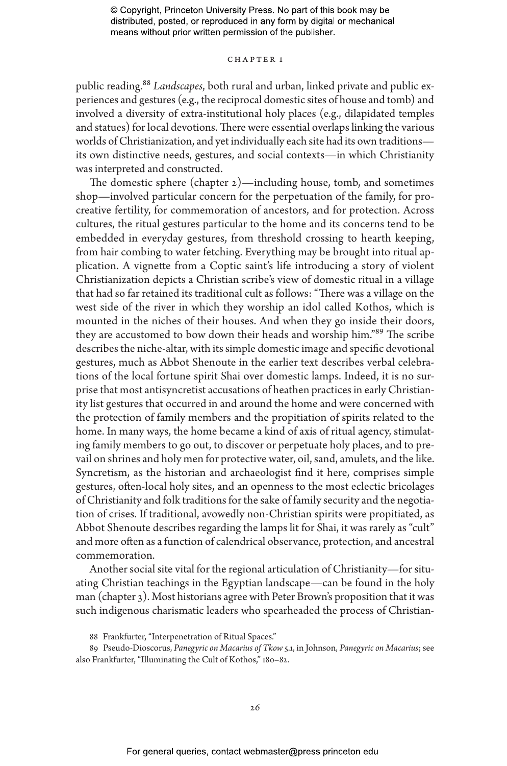public reading.[88] *Landscapes*, both rural and urban, linked private and public experiences and gestures (e.g., the reciprocal domestic sites of house and tomb) and involved a diversity of extra-institutional holy places (e.g., dilapidated temples and statues) for local devotions. There were essential overlaps linking the various worlds of Christianization, and yet individually each site had its own traditions—its own distinctive needs, gestures, and social contexts—in which Christianity was interpreted and constructed.

The domestic sphere (chapter 2)—including house, tomb, and sometimes shop—involved particular concern for the perpetuation of the family, for procreative fertility, for commemoration of ancestors, and for protection. Across cultures, the ritual gestures particular to the home and its concerns tend to be embedded in everyday gestures, from threshold crossing to hearth keeping, from hair combing to water fetching. Everything may be brought into ritual application. A vignette from a Coptic saint's life introducing a story of violent Christianization depicts a Christian scribe's view of domestic ritual in a village that had so far retained its traditional cult as follows: "There was a village on the west side of the river in which they worship an idol called Kothos, which is mounted in the niches of their houses. And when they go inside their doors, they are accustomed to bow down their heads and worship him."[89] The scribe describes the niche-altar, with its simple domestic image and specific devotional gestures, much as Abbot Shenoute in the earlier text describes verbal celebrations of the local fortune spirit Shai over domestic lamps. Indeed, it is no surprise that most antisyncretist accusations of heathen practices in early Christianity list gestures that occurred in and around the home and were concerned with the protection of family members and the propitiation of spirits related to the home. In many ways, the home became a kind of axis of ritual agency, stimulating family members to go out, to discover or perpetuate holy places, and to prevail on shrines and holy men for protective water, oil, sand, amulets, and the like. Syncretism, as the historian and archaeologist find it here, comprises simple gestures, often-local holy sites, and an openness to the most eclectic bricolages of Christianity and folk traditions for the sake of family security and the negotiation of crises. If traditional, avowedly non-Christian spirits were propitiated, as Abbot Shenoute describes regarding the lamps lit for Shai, it was rarely as "cult" and more often as a function of calendrical observance, protection, and ancestral commemoration.

Another social site vital for the regional articulation of Christianity—for situating Christian teachings in the Egyptian landscape—can be found in the holy man (chapter 3). Most historians agree with Peter Brown's proposition that it was such indigenous charismatic leaders who spearheaded the process of Christian-

88 Frankfurter, "Interpenetration of Ritual Spaces."

89 Pseudo-Dioscorus, *Panegyric on Macarius of Tkow* 5.1, in Johnson, *Panegyric on Macarius*; see also Frankfurter, "Illuminating the Cult of Kothos," 180–82.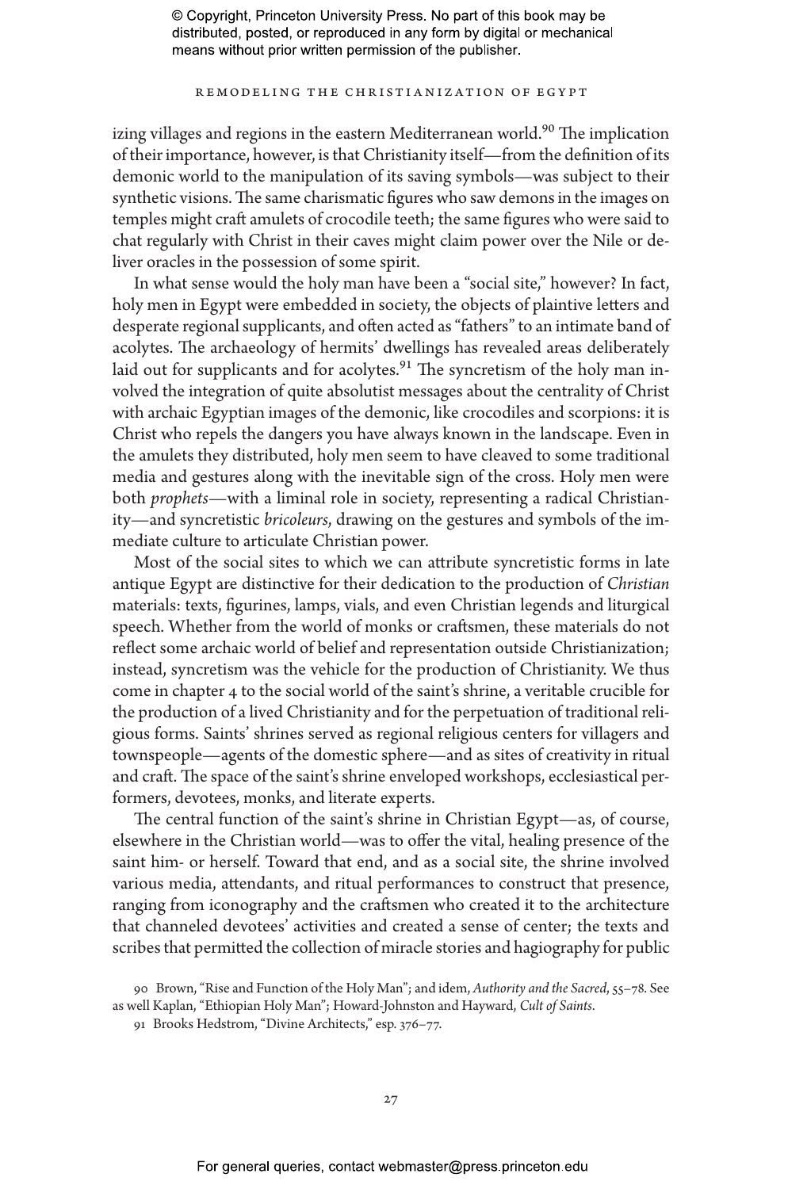izing villages and regions in the eastern Mediterranean world.[90] The implication of their importance, however, is that Christianity itself—from the definition of its demonic world to the manipulation of its saving symbols—was subject to their synthetic visions. The same charismatic figures who saw demons in the images on temples might craft amulets of crocodile teeth; the same figures who were said to chat regularly with Christ in their caves might claim power over the Nile or deliver oracles in the possession of some spirit.

In what sense would the holy man have been a "social site," however? In fact, holy men in Egypt were embedded in society, the objects of plaintive letters and desperate regional supplicants, and often acted as "fathers" to an intimate band of acolytes. The archaeology of hermits' dwellings has revealed areas deliberately laid out for supplicants and for acolytes.[91] The syncretism of the holy man involved the integration of quite absolutist messages about the centrality of Christ with archaic Egyptian images of the demonic, like crocodiles and scorpions: it is Christ who repels the dangers you have always known in the landscape. Even in the amulets they distributed, holy men seem to have cleaved to some traditional media and gestures along with the inevitable sign of the cross. Holy men were both *prophets*—with a liminal role in society, representing a radical Christianity—and syncretistic *bricoleurs*, drawing on the gestures and symbols of the immediate culture to articulate Christian power.

Most of the social sites to which we can attribute syncretistic forms in late antique Egypt are distinctive for their dedication to the production of *Christian* materials: texts, figurines, lamps, vials, and even Christian legends and liturgical speech. Whether from the world of monks or craftsmen, these materials do not reflect some archaic world of belief and representation outside Christianization; instead, syncretism was the vehicle for the production of Christianity. We thus come in chapter 4 to the social world of the saint's shrine, a veritable crucible for the production of a lived Christianity and for the perpetuation of traditional religious forms. Saints' shrines served as regional religious centers for villagers and townspeople—agents of the domestic sphere—and as sites of creativity in ritual and craft. The space of the saint's shrine enveloped workshops, ecclesiastical performers, devotees, monks, and literate experts.

The central function of the saint's shrine in Christian Egypt—as, of course, elsewhere in the Christian world—was to offer the vital, healing presence of the saint him- or herself. Toward that end, and as a social site, the shrine involved various media, attendants, and ritual performances to construct that presence, ranging from iconography and the craftsmen who created it to the architecture that channeled devotees' activities and created a sense of center; the texts and scribes that permitted the collection of miracle stories and hagiography for public

90 Brown, "Rise and Function of the Holy Man"; and idem, *Authority and the Sacred*, 55–78. See as well Kaplan, "Ethiopian Holy Man"; Howard-Johnston and Hayward, *Cult of Saints*.

91 Brooks Hedstrom, "Divine Architects," esp. 376–77.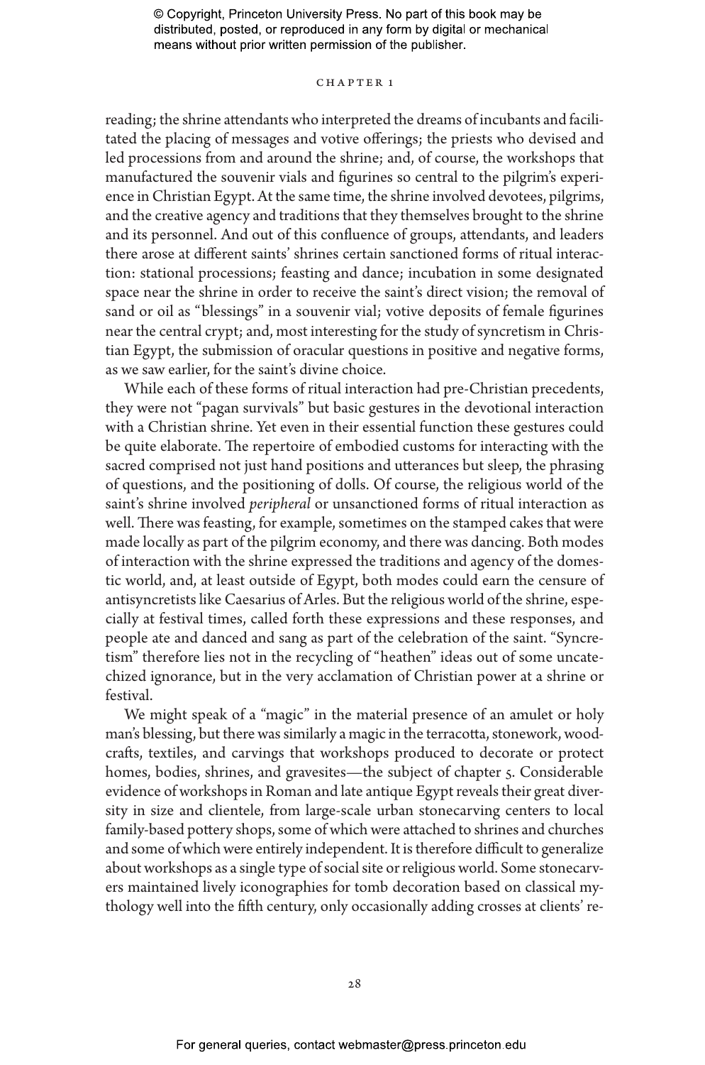reading; the shrine attendants who interpreted the dreams of incubants and facilitated the placing of messages and votive offerings; the priests who devised and led processions from and around the shrine; and, of course, the workshops that manufactured the souvenir vials and figurines so central to the pilgrim's experience in Christian Egypt. At the same time, the shrine involved devotees, pilgrims, and the creative agency and traditions that they themselves brought to the shrine and its personnel. And out of this confluence of groups, attendants, and leaders there arose at different saints' shrines certain sanctioned forms of ritual interaction: stational processions; feasting and dance; incubation in some designated space near the shrine in order to receive the saint's direct vision; the removal of sand or oil as "blessings" in a souvenir vial; votive deposits of female figurines near the central crypt; and, most interesting for the study of syncretism in Christian Egypt, the submission of oracular questions in positive and negative forms, as we saw earlier, for the saint's divine choice.

While each of these forms of ritual interaction had pre-Christian precedents, they were not "pagan survivals" but basic gestures in the devotional interaction with a Christian shrine. Yet even in their essential function these gestures could be quite elaborate. The repertoire of embodied customs for interacting with the sacred comprised not just hand positions and utterances but sleep, the phrasing of questions, and the positioning of dolls. Of course, the religious world of the saint's shrine involved *peripheral* or unsanctioned forms of ritual interaction as well. There was feasting, for example, sometimes on the stamped cakes that were made locally as part of the pilgrim economy, and there was dancing. Both modes of interaction with the shrine expressed the traditions and agency of the domestic world, and, at least outside of Egypt, both modes could earn the censure of antisyncretists like Caesarius of Arles. But the religious world of the shrine, especially at festival times, called forth these expressions and these responses, and people ate and danced and sang as part of the celebration of the saint. "Syncretism" therefore lies not in the recycling of "heathen" ideas out of some uncatechized ignorance, but in the very acclamation of Christian power at a shrine or festival.

We might speak of a "magic" in the material presence of an amulet or holy man's blessing, but there was similarly a magic in the terracotta, stonework, woodcrafts, textiles, and carvings that workshops produced to decorate or protect homes, bodies, shrines, and gravesites—the subject of chapter 5. Considerable evidence of workshops in Roman and late antique Egypt reveals their great diversity in size and clientele, from large-scale urban stonecarving centers to local family-based pottery shops, some of which were attached to shrines and churches and some of which were entirely independent. It is therefore difficult to generalize about workshops as a single type of social site or religious world. Some stonecarvers maintained lively iconographies for tomb decoration based on classical mythology well into the fifth century, only occasionally adding crosses at clients' re-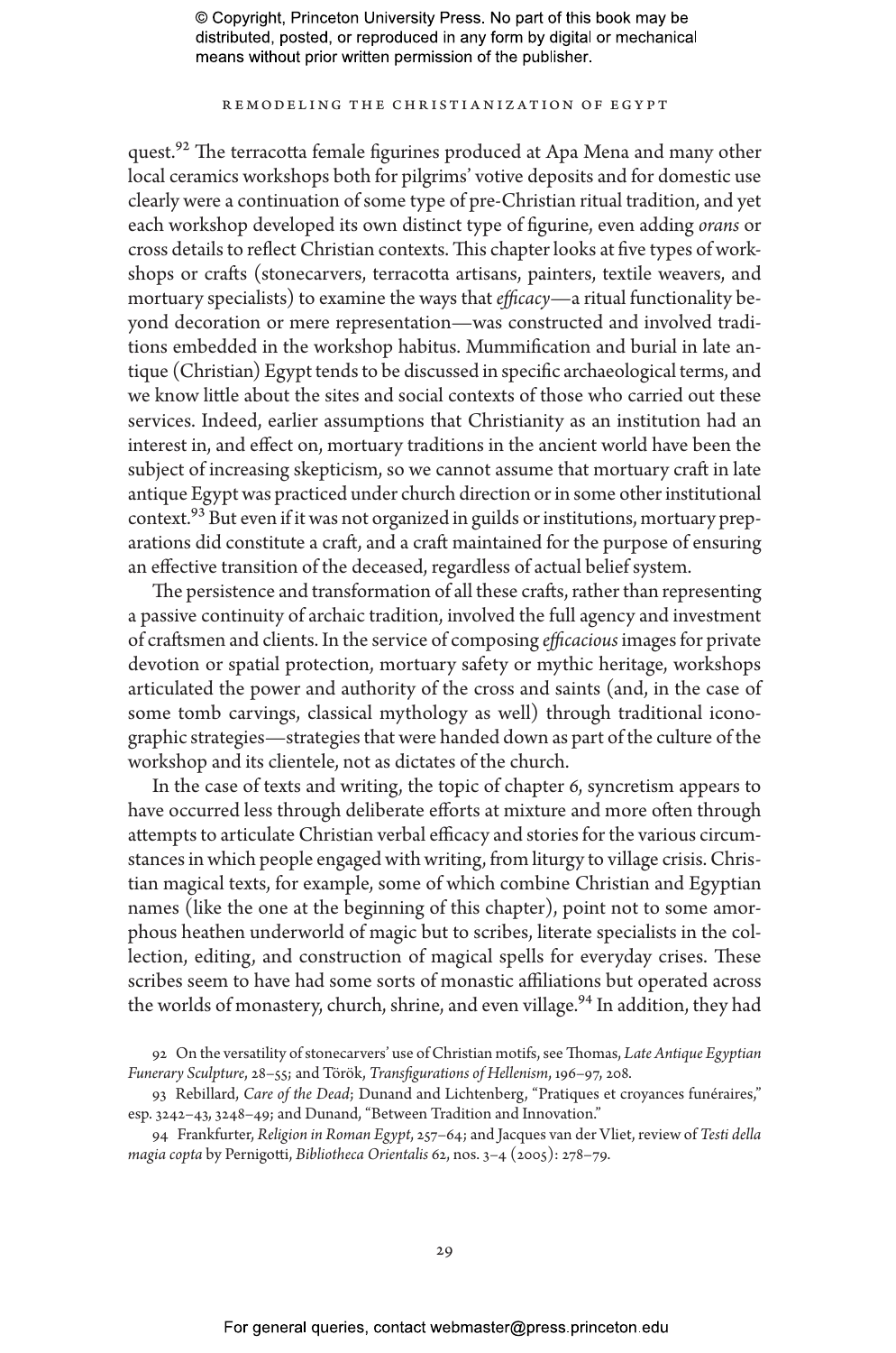quest.[92] The terracotta female figurines produced at Apa Mena and many other local ceramics workshops both for pilgrims' votive deposits and for domestic use clearly were a continuation of some type of pre-Christian ritual tradition, and yet each workshop developed its own distinct type of figurine, even adding *orans* or cross details to reflect Christian contexts. This chapter looks at five types of workshops or crafts (stonecarvers, terracotta artisans, painters, textile weavers, and mortuary specialists) to examine the ways that *efficacy*—a ritual functionality beyond decoration or mere representation—was constructed and involved traditions embedded in the workshop habitus. Mummification and burial in late antique (Christian) Egypt tends to be discussed in specific archaeological terms, and we know little about the sites and social contexts of those who carried out these services. Indeed, earlier assumptions that Christianity as an institution had an interest in, and effect on, mortuary traditions in the ancient world have been the subject of increasing skepticism, so we cannot assume that mortuary craft in late antique Egypt was practiced under church direction or in some other institutional context.[93] But even if it was not organized in guilds or institutions, mortuary preparations did constitute a craft, and a craft maintained for the purpose of ensuring an effective transition of the deceased, regardless of actual belief system.

The persistence and transformation of all these crafts, rather than representing a passive continuity of archaic tradition, involved the full agency and investment of craftsmen and clients. In the service of composing *efficacious* images for private devotion or spatial protection, mortuary safety or mythic heritage, workshops articulated the power and authority of the cross and saints (and, in the case of some tomb carvings, classical mythology as well) through traditional iconographic strategies—strategies that were handed down as part of the culture of the workshop and its clientele, not as dictates of the church.

In the case of texts and writing, the topic of chapter 6, syncretism appears to have occurred less through deliberate efforts at mixture and more often through attempts to articulate Christian verbal efficacy and stories for the various circumstances in which people engaged with writing, from liturgy to village crisis. Christian magical texts, for example, some of which combine Christian and Egyptian names (like the one at the beginning of this chapter), point not to some amorphous heathen underworld of magic but to scribes, literate specialists in the collection, editing, and construction of magical spells for everyday crises. These scribes seem to have had some sorts of monastic affiliations but operated across the worlds of monastery, church, shrine, and even village.[94] In addition, they had

92 On the versatility of stonecarvers' use of Christian motifs, see Thomas, *Late Antique Egyptian Funerary Sculpture*, 28–55; and Török, *Transfigurations of Hellenism*, 196–97, 208.

93 Rebillard, *Care of the Dead*; Dunand and Lichtenberg, "Pratiques et croyances funéraires," esp. 3242–43, 3248–49; and Dunand, "Between Tradition and Innovation."

94 Frankfurter, *Religion in Roman Egypt*, 257–64; and Jacques van der Vliet, review of *Testi della magia copta* by Pernigotti, *Bibliotheca Orientalis* 62, nos. 3–4 (2005): 278–79.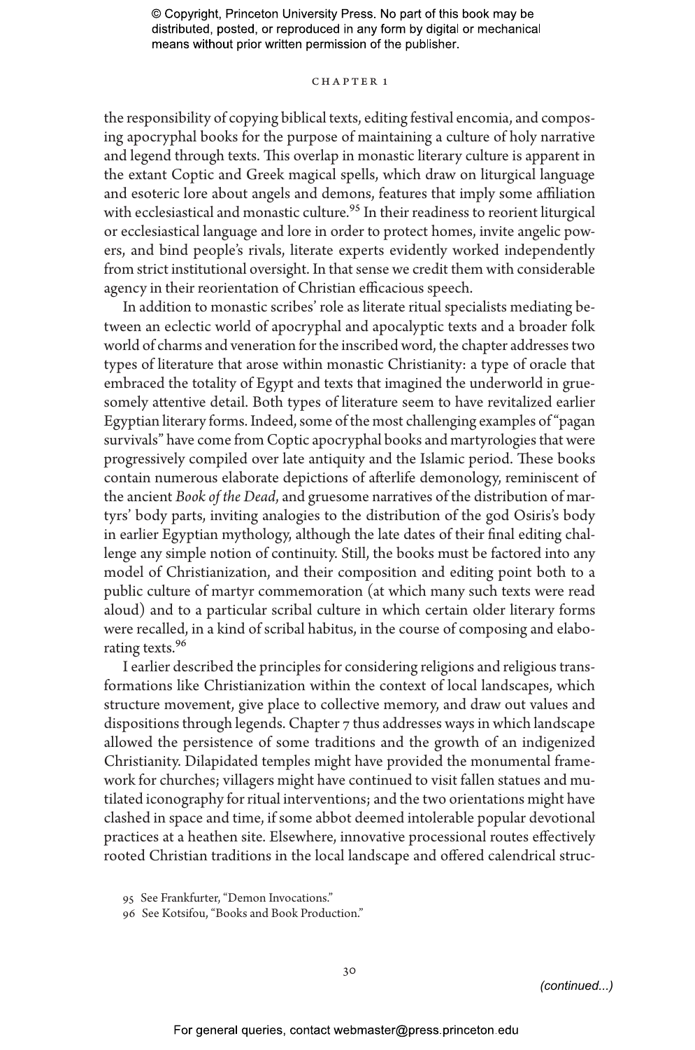the responsibility of copying biblical texts, editing festival encomia, and composing apocryphal books for the purpose of maintaining a culture of holy narrative and legend through texts. This overlap in monastic literary culture is apparent in the extant Coptic and Greek magical spells, which draw on liturgical language and esoteric lore about angels and demons, features that imply some affiliation with ecclesiastical and monastic culture.[95] In their readiness to reorient liturgical or ecclesiastical language and lore in order to protect homes, invite angelic powers, and bind people's rivals, literate experts evidently worked independently from strict institutional oversight. In that sense we credit them with considerable agency in their reorientation of Christian efficacious speech.

In addition to monastic scribes' role as literate ritual specialists mediating between an eclectic world of apocryphal and apocalyptic texts and a broader folk world of charms and veneration for the inscribed word, the chapter addresses two types of literature that arose within monastic Christianity: a type of oracle that embraced the totality of Egypt and texts that imagined the underworld in gruesomely attentive detail. Both types of literature seem to have revitalized earlier Egyptian literary forms. Indeed, some of the most challenging examples of "pagan survivals" have come from Coptic apocryphal books and martyrologies that were progressively compiled over late antiquity and the Islamic period. These books contain numerous elaborate depictions of afterlife demonology, reminiscent of the ancient *Book of the Dead*, and gruesome narratives of the distribution of martyrs' body parts, inviting analogies to the distribution of the god Osiris's body in earlier Egyptian mythology, although the late dates of their final editing challenge any simple notion of continuity. Still, the books must be factored into any model of Christianization, and their composition and editing point both to a public culture of martyr commemoration (at which many such texts were read aloud) and to a particular scribal culture in which certain older literary forms were recalled, in a kind of scribal habitus, in the course of composing and elaborating texts.[96]

I earlier described the principles for considering religions and religious transformations like Christianization within the context of local landscapes, which structure movement, give place to collective memory, and draw out values and dispositions through legends. Chapter 7 thus addresses ways in which landscape allowed the persistence of some traditions and the growth of an indigenized Christianity. Dilapidated temples might have provided the monumental framework for churches; villagers might have continued to visit fallen statues and mutilated iconography for ritual interventions; and the two orientations might have clashed in space and time, if some abbot deemed intolerable popular devotional practices at a heathen site. Elsewhere, innovative processional routes effectively rooted Christian traditions in the local landscape and offered calendrical struc-

95 See Frankfurter, "Demon Invocations."

96 See Kotsifou, "Books and Book Production."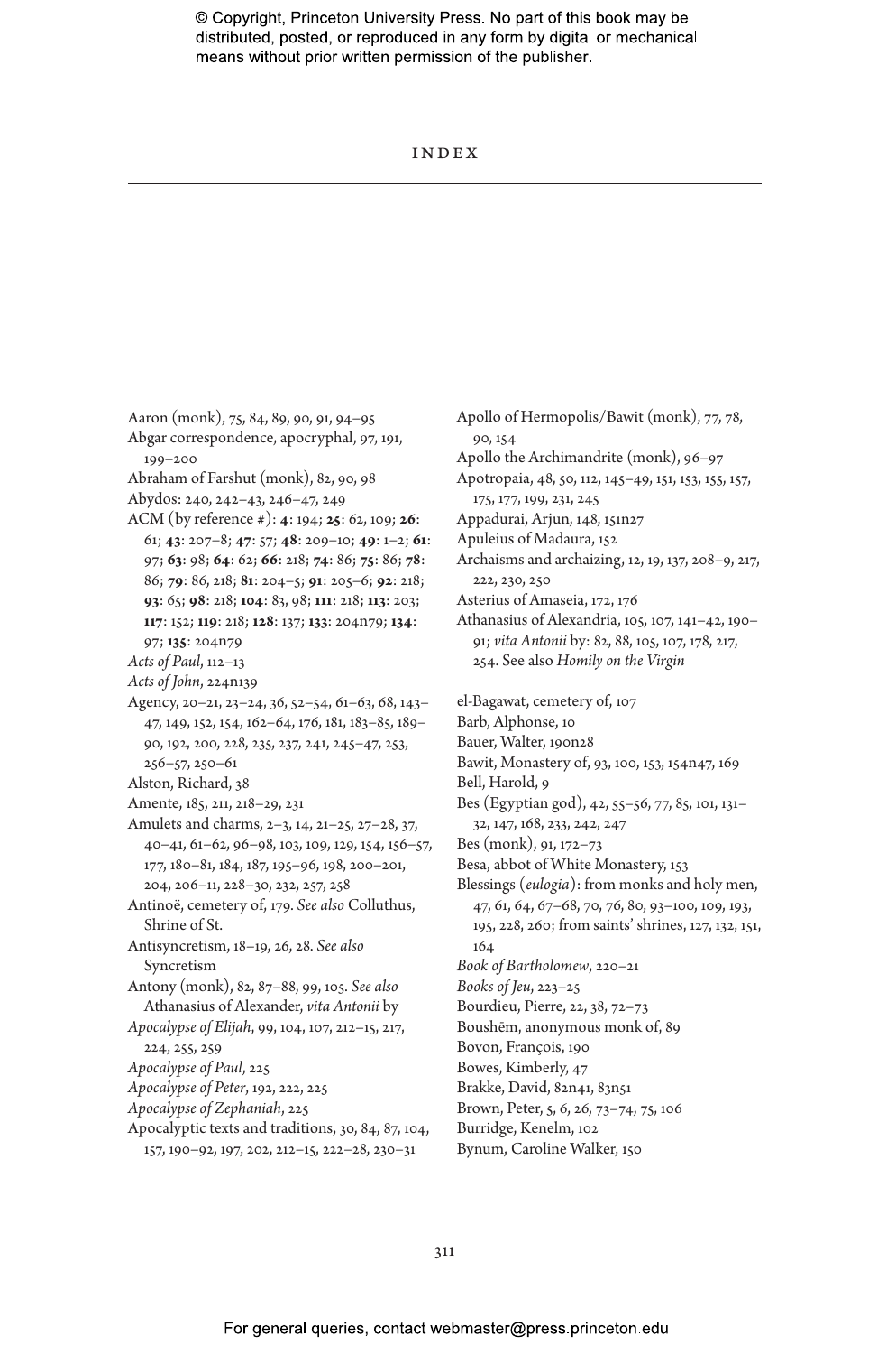# INDEX

Aaron (monk), 75, 84, 89, 90, 91, 94–95
Abgar correspondence, apocryphal, 97, 191, 199–200
Abraham of Farshut (monk), 82, 90, 98
Abydos: 240, 242–43, 246–47, 249
ACM (by reference #): **4**: 194; **25**: 62, 109; **26**: 61; **43**: 207–8; **47**: 57; **48**: 209–10; **49**: 1–2; **61**: 97; **63**: 98; **64**: 62; **66**: 218; **74**: 86; **75**: 86; **78**: 86; **79**: 86, 218; **81**: 204–5; **91**: 205–6; **92**: 218; **93**: 65; **98**: 218; **104**: 83, 98; **111**: 218; **113**: 203; **117**: 152; **119**: 218; **128**: 137; **133**: 204n79; **134**: 97; **135**: 204n79
*Acts of Paul*, 112–13
*Acts of John*, 224n139
Agency, 20–21, 23–24, 36, 52–54, 61–63, 68, 143–47, 149, 152, 154, 162–64, 176, 181, 183–85, 189–90, 192, 200, 228, 235, 237, 241, 245–47, 253, 256–57, 250–61
Alston, Richard, 38
Amente, 185, 211, 218–29, 231
Amulets and charms, 2–3, 14, 21–25, 27–28, 37, 40–41, 61–62, 96–98, 103, 109, 129, 154, 156–57, 177, 180–81, 184, 187, 195–96, 198, 200–201, 204, 206–11, 228–30, 232, 257, 258
Antinoë, cemetery of, 179. *See also* Colluthus, Shrine of St.
Antisyncretism, 18–19, 26, 28. *See also* Syncretism
Antony (monk), 82, 87–88, 99, 105. *See also* Athanasius of Alexander, *vita Antonii* by
*Apocalypse of Elijah*, 99, 104, 107, 212–15, 217, 224, 255, 259
*Apocalypse of Paul*, 225
*Apocalypse of Peter*, 192, 222, 225
*Apocalypse of Zephaniah*, 225
Apocalyptic texts and traditions, 30, 84, 87, 104, 157, 190–92, 197, 202, 212–15, 222–28, 230–31
Apollo of Hermopolis/Bawit (monk), 77, 78, 90, 154
Apollo the Archimandrite (monk), 96–97
Apotropaia, 48, 50, 112, 145–49, 151, 153, 155, 157, 175, 177, 199, 231, 245
Appadurai, Arjun, 148, 151n27
Apuleius of Madaura, 152
Archaisms and archaizing, 12, 19, 137, 208–9, 217, 222, 230, 250
Asterius of Amaseia, 172, 176
Athanasius of Alexandria, 105, 107, 141–42, 190–91; *vita Antonii* by: 82, 88, 105, 107, 178, 217, 254. See also *Homily on the Virgin*

el-Bagawat, cemetery of, 107
Barb, Alphonse, 10
Bauer, Walter, 190n28
Bawit, Monastery of, 93, 100, 153, 154n47, 169
Bell, Harold, 9
Bes (Egyptian god), 42, 55–56, 77, 85, 101, 131–32, 147, 168, 233, 242, 247
Bes (monk), 91, 172–73
Besa, abbot of White Monastery, 153
Blessings (*eulogia*): from monks and holy men, 47, 61, 64, 67–68, 70, 76, 80, 93–100, 109, 193, 195, 228, 260; from saints' shrines, 127, 132, 151, 164
*Book of Bartholomew*, 220–21
*Books of Jeu*, 223–25
Bourdieu, Pierre, 22, 38, 72–73
Boushēm, anonymous monk of, 89
Bovon, François, 190
Bowes, Kimberly, 47
Brakke, David, 82n41, 83n51
Brown, Peter, 5, 6, 26, 73–74, 75, 106
Burridge, Kenelm, 102
Bynum, Caroline Walker, 150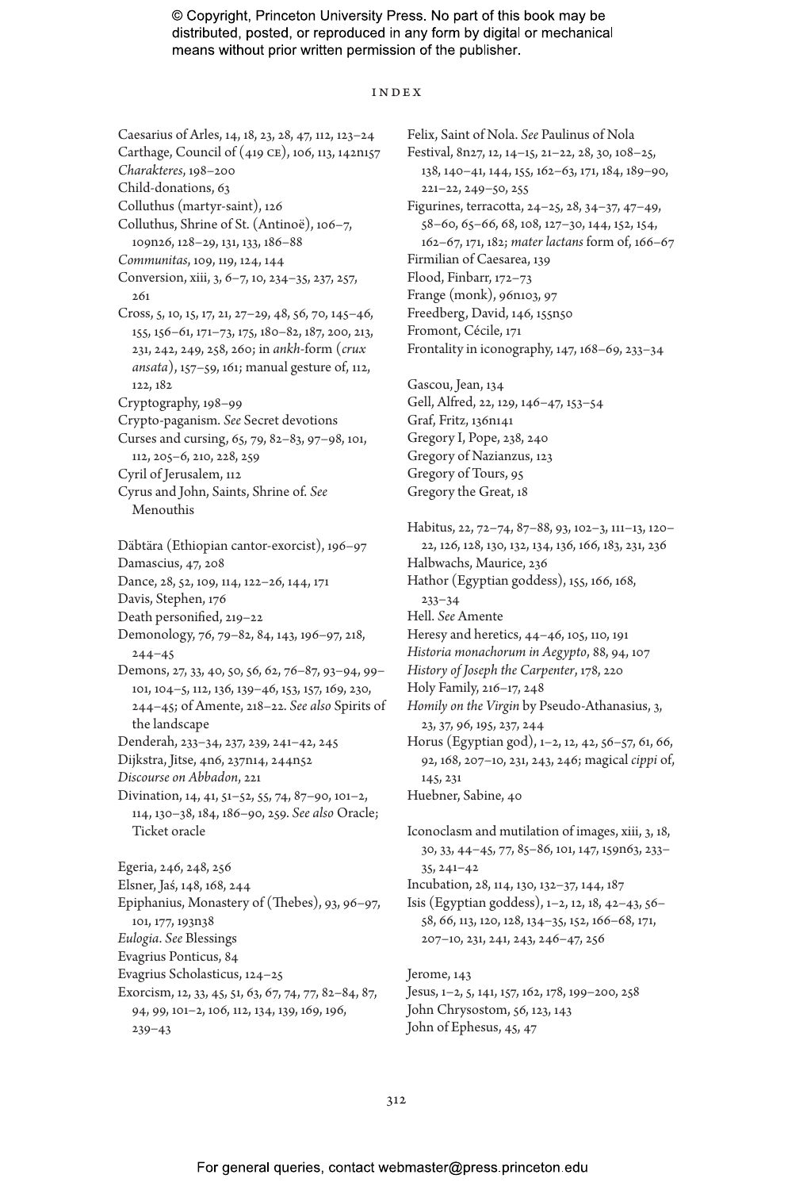# INDEX

Caesarius of Arles, 14, 18, 23, 28, 47, 112, 123–24
Carthage, Council of (419 CE), 106, 113, 142n157
*Charakteres*, 198–200
Child-donations, 63
Colluthus (martyr-saint), 126
Colluthus, Shrine of St. (Antinoë), 106–7, 109n26, 128–29, 131, 133, 186–88
*Communitas*, 109, 119, 124, 144
Conversion, xiii, 3, 6–7, 10, 234–35, 237, 257, 261
Cross, 5, 10, 15, 17, 21, 27–29, 48, 56, 70, 145–46, 155, 156–61, 171–73, 175, 180–82, 187, 200, 213, 231, 242, 249, 258, 260; in *ankh*-form (*crux ansata*), 157–59, 161; manual gesture of, 112, 122, 182
Cryptography, 198–99
Crypto-paganism. *See* Secret devotions
Curses and cursing, 65, 79, 82–83, 97–98, 101, 112, 205–6, 210, 228, 259
Cyril of Jerusalem, 112
Cyrus and John, Saints, Shrine of. *See* Menouthis

Däbtära (Ethiopian cantor-exorcist), 196–97
Damascius, 47, 208
Dance, 28, 52, 109, 114, 122–26, 144, 171
Davis, Stephen, 176
Death personified, 219–22
Demonology, 76, 79–82, 84, 143, 196–97, 218, 244–45
Demons, 27, 33, 40, 50, 56, 62, 76–87, 93–94, 99–101, 104–5, 112, 136, 139–46, 153, 157, 169, 230, 244–45; of Amente, 218–22. *See also* Spirits of the landscape
Denderah, 233–34, 237, 239, 241–42, 245
Dijkstra, Jitse, 4n6, 237n14, 244n52
*Discourse on Abbadon*, 221
Divination, 14, 41, 51–52, 55, 74, 87–90, 101–2, 114, 130–38, 184, 186–90, 259. *See also* Oracle; Ticket oracle

Egeria, 246, 248, 256
Elsner, Jaś, 148, 168, 244
Epiphanius, Monastery of (Thebes), 93, 96–97, 101, 177, 193n38
*Eulogia*. *See* Blessings
Evagrius Ponticus, 84
Evagrius Scholasticus, 124–25
Exorcism, 12, 33, 45, 51, 63, 67, 74, 77, 82–84, 87, 94, 99, 101–2, 106, 112, 134, 139, 169, 196, 239–43

Felix, Saint of Nola. *See* Paulinus of Nola
Festival, 8n27, 12, 14–15, 21–22, 28, 30, 108–25, 138, 140–41, 144, 155, 162–63, 171, 184, 189–90, 221–22, 249–50, 255
Figurines, terracotta, 24–25, 28, 34–37, 47–49, 58–60, 65–66, 68, 108, 127–30, 144, 152, 154, 162–67, 171, 182; *mater lactans* form of, 166–67
Firmilian of Caesarea, 139
Flood, Finbarr, 172–73
Frange (monk), 96n103, 97
Freedberg, David, 146, 155n50
Fromont, Cécile, 171
Frontality in iconography, 147, 168–69, 233–34

Gascou, Jean, 134
Gell, Alfred, 22, 129, 146–47, 153–54
Graf, Fritz, 136n141
Gregory I, Pope, 238, 240
Gregory of Nazianzus, 123
Gregory of Tours, 95
Gregory the Great, 18

Habitus, 22, 72–74, 87–88, 93, 102–3, 111–13, 120–22, 126, 128, 130, 132, 134, 136, 166, 183, 231, 236
Halbwachs, Maurice, 236
Hathor (Egyptian goddess), 155, 166, 168, 233–34
Hell. *See* Amente
Heresy and heretics, 44–46, 105, 110, 191
*Historia monachorum in Aegypto*, 88, 94, 107
*History of Joseph the Carpenter*, 178, 220
Holy Family, 216–17, 248
*Homily on the Virgin* by Pseudo-Athanasius, 3, 23, 37, 96, 195, 237, 244
Horus (Egyptian god), 1–2, 12, 42, 56–57, 61, 66, 92, 168, 207–10, 231, 243, 246; magical *cippi* of, 145, 231
Huebner, Sabine, 40

Iconoclasm and mutilation of images, xiii, 3, 18, 30, 33, 44–45, 77, 85–86, 101, 147, 159n63, 233–35, 241–42
Incubation, 28, 114, 130, 132–37, 144, 187
Isis (Egyptian goddess), 1–2, 12, 18, 42–43, 56–58, 66, 113, 120, 128, 134–35, 152, 166–68, 171, 207–10, 231, 241, 243, 246–47, 256

Jerome, 143
Jesus, 1–2, 5, 141, 157, 162, 178, 199–200, 258
John Chrysostom, 56, 123, 143
John of Ephesus, 45, 47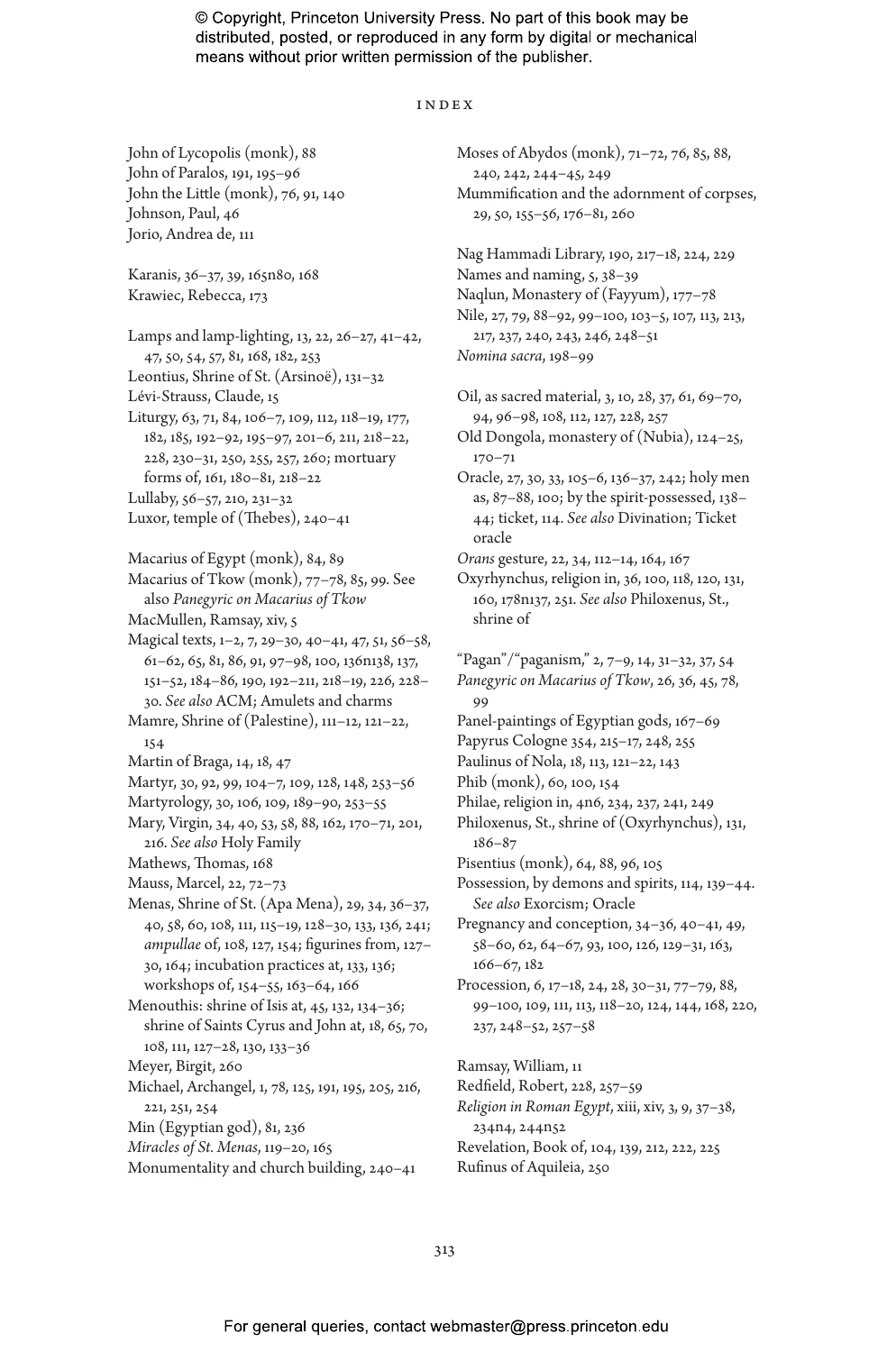# INDEX

John of Lycopolis (monk), 88
John of Paralos, 191, 195–96
John the Little (monk), 76, 91, 140
Johnson, Paul, 46
Jorio, Andrea de, 111

Karanis, 36–37, 39, 165n80, 168
Krawiec, Rebecca, 173

Lamps and lamp-lighting, 13, 22, 26–27, 41–42, 47, 50, 54, 57, 81, 168, 182, 253
Leontius, Shrine of St. (Arsinoë), 131–32
Lévi-Strauss, Claude, 15
Liturgy, 63, 71, 84, 106–7, 109, 112, 118–19, 177, 182, 185, 192–92, 195–97, 201–6, 211, 218–22, 228, 230–31, 250, 255, 257, 260; mortuary forms of, 161, 180–81, 218–22
Lullaby, 56–57, 210, 231–32
Luxor, temple of (Thebes), 240–41

Macarius of Egypt (monk), 84, 89
Macarius of Tkow (monk), 77–78, 85, 99. See also *Panegyric on Macarius of Tkow*
MacMullen, Ramsay, xiv, 5
Magical texts, 1–2, 7, 29–30, 40–41, 47, 51, 56–58, 61–62, 65, 81, 86, 91, 97–98, 100, 136n138, 137, 151–52, 184–86, 190, 192–211, 218–19, 226, 228–30. *See also* ACM; Amulets and charms
Mamre, Shrine of (Palestine), 111–12, 121–22, 154
Martin of Braga, 14, 18, 47
Martyr, 30, 92, 99, 104–7, 109, 128, 148, 253–56
Martyrology, 30, 106, 109, 189–90, 253–55
Mary, Virgin, 34, 40, 53, 58, 88, 162, 170–71, 201, 216. *See also* Holy Family
Mathews, Thomas, 168
Mauss, Marcel, 22, 72–73
Menas, Shrine of St. (Apa Mena), 29, 34, 36–37, 40, 58, 60, 108, 111, 115–19, 128–30, 133, 136, 241; *ampullae* of, 108, 127, 154; figurines from, 127–30, 164; incubation practices at, 133, 136; workshops of, 154–55, 163–64, 166
Menouthis: shrine of Isis at, 45, 132, 134–36; shrine of Saints Cyrus and John at, 18, 65, 70, 108, 111, 127–28, 130, 133–36
Meyer, Birgit, 260
Michael, Archangel, 1, 78, 125, 191, 195, 205, 216, 221, 251, 254
Min (Egyptian god), 81, 236
*Miracles of St. Menas*, 119–20, 165
Monumentality and church building, 240–41
Moses of Abydos (monk), 71–72, 76, 85, 88, 240, 242, 244–45, 249
Mummification and the adornment of corpses, 29, 50, 155–56, 176–81, 260

Nag Hammadi Library, 190, 217–18, 224, 229
Names and naming, 5, 38–39
Naqlun, Monastery of (Fayyum), 177–78
Nile, 27, 79, 88–92, 99–100, 103–5, 107, 113, 213, 217, 237, 240, 243, 246, 248–51
*Nomina sacra*, 198–99

Oil, as sacred material, 3, 10, 28, 37, 61, 69–70, 94, 96–98, 108, 112, 127, 228, 257
Old Dongola, monastery of (Nubia), 124–25, 170–71
Oracle, 27, 30, 33, 105–6, 136–37, 242; holy men as, 87–88, 100; by the spirit-possessed, 138–44; ticket, 114. *See also* Divination; Ticket oracle
*Orans* gesture, 22, 34, 112–14, 164, 167
Oxyrhynchus, religion in, 36, 100, 118, 120, 131, 160, 178n137, 251. *See also* Philoxenus, St., shrine of

"Pagan"/"paganism," 2, 7–9, 14, 31–32, 37, 54
*Panegyric on Macarius of Tkow*, 26, 36, 45, 78, 99
Panel-paintings of Egyptian gods, 167–69
Papyrus Cologne 354, 215–17, 248, 255
Paulinus of Nola, 18, 113, 121–22, 143
Phib (monk), 60, 100, 154
Philae, religion in, 4n6, 234, 237, 241, 249
Philoxenus, St., shrine of (Oxyrhynchus), 131, 186–87
Pisentius (monk), 64, 88, 96, 105
Possession, by demons and spirits, 114, 139–44. *See also* Exorcism; Oracle
Pregnancy and conception, 34–36, 40–41, 49, 58–60, 62, 64–67, 93, 100, 126, 129–31, 163, 166–67, 182
Procession, 6, 17–18, 24, 28, 30–31, 77–79, 88, 99–100, 109, 111, 113, 118–20, 124, 144, 168, 220, 237, 248–52, 257–58

Ramsay, William, 11
Redfield, Robert, 228, 257–59
*Religion in Roman Egypt*, xiii, xiv, 3, 9, 37–38, 234n4, 244n52
Revelation, Book of, 104, 139, 212, 222, 225
Rufinus of Aquileia, 250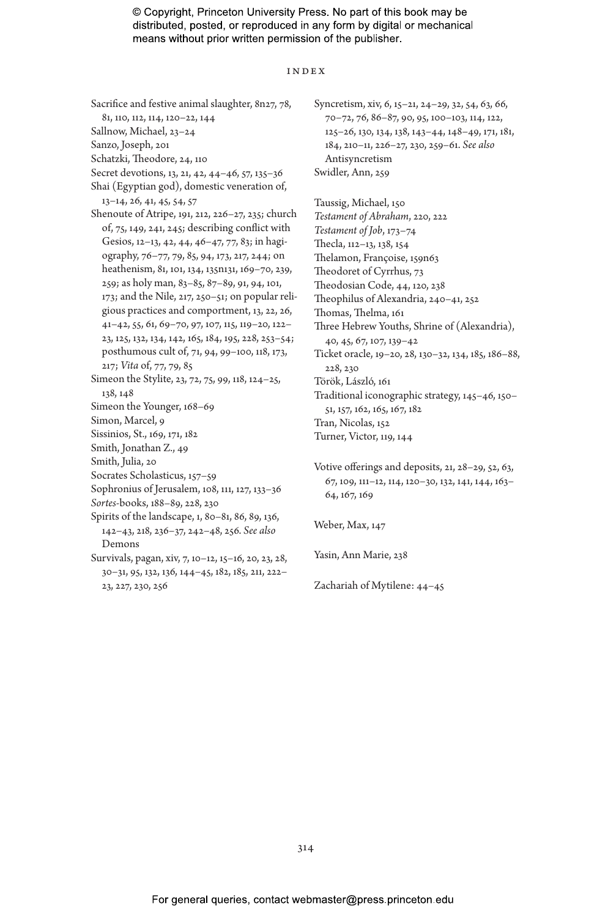# INDEX

Sacrifice and festive animal slaughter, 8n27, 78, 81, 110, 112, 114, 120–22, 144
Sallnow, Michael, 23–24
Sanzo, Joseph, 201
Schatzki, Theodore, 24, 110
Secret devotions, 13, 21, 42, 44–46, 57, 135–36
Shai (Egyptian god), domestic veneration of, 13–14, 26, 41, 45, 54, 57
Shenoute of Atripe, 191, 212, 226–27, 235; church of, 75, 149, 241, 245; describing conflict with Gesios, 12–13, 42, 44, 46–47, 77, 83; in hagiography, 76–77, 79, 85, 94, 173, 217, 244; on heathenism, 81, 101, 134, 135n131, 169–70, 239, 259; as holy man, 83–85, 87–89, 91, 94, 101, 173; and the Nile, 217, 250–51; on popular religious practices and comportment, 13, 22, 26, 41–42, 55, 61, 69–70, 97, 107, 115, 119–20, 122–23, 125, 132, 134, 142, 165, 184, 195, 228, 253–54; posthumous cult of, 71, 94, 99–100, 118, 173, 217; *Vita* of, 77, 79, 85
Simeon the Stylite, 23, 72, 75, 99, 118, 124–25, 138, 148
Simeon the Younger, 168–69
Simon, Marcel, 9
Sissinios, St., 169, 171, 182
Smith, Jonathan Z., 49
Smith, Julia, 20
Socrates Scholasticus, 157–59
Sophronius of Jerusalem, 108, 111, 127, 133–36
*Sortes*-books, 188–89, 228, 230
Spirits of the landscape, 1, 80–81, 86, 89, 136, 142–43, 218, 236–37, 242–48, 256. *See also* Demons
Survivals, pagan, xiv, 7, 10–12, 15–16, 20, 23, 28, 30–31, 95, 132, 136, 144–45, 182, 185, 211, 222–23, 227, 230, 256
Syncretism, xiv, 6, 15–21, 24–29, 32, 54, 63, 66, 70–72, 76, 86–87, 90, 95, 100–103, 114, 122, 125–26, 130, 134, 138, 143–44, 148–49, 171, 181, 184, 210–11, 226–27, 230, 259–61. *See also* Antisyncretism
Swidler, Ann, 259

Taussig, Michael, 150
*Testament of Abraham*, 220, 222
*Testament of Job*, 173–74
Thecla, 112–13, 138, 154
Thelamon, Françoise, 159n63
Theodoret of Cyrrhus, 73
Theodosian Code, 44, 120, 238
Theophilus of Alexandria, 240–41, 252
Thomas, Thelma, 161
Three Hebrew Youths, Shrine of (Alexandria), 40, 45, 67, 107, 139–42
Ticket oracle, 19–20, 28, 130–32, 134, 185, 186–88, 228, 230
Török, László, 161
Traditional iconographic strategy, 145–46, 150–51, 157, 162, 165, 167, 182
Tran, Nicolas, 152
Turner, Victor, 119, 144

Votive offerings and deposits, 21, 28–29, 52, 63, 67, 109, 111–12, 114, 120–30, 132, 141, 144, 163–64, 167, 169

Weber, Max, 147

Yasin, Ann Marie, 238

Zachariah of Mytilene: 44–45